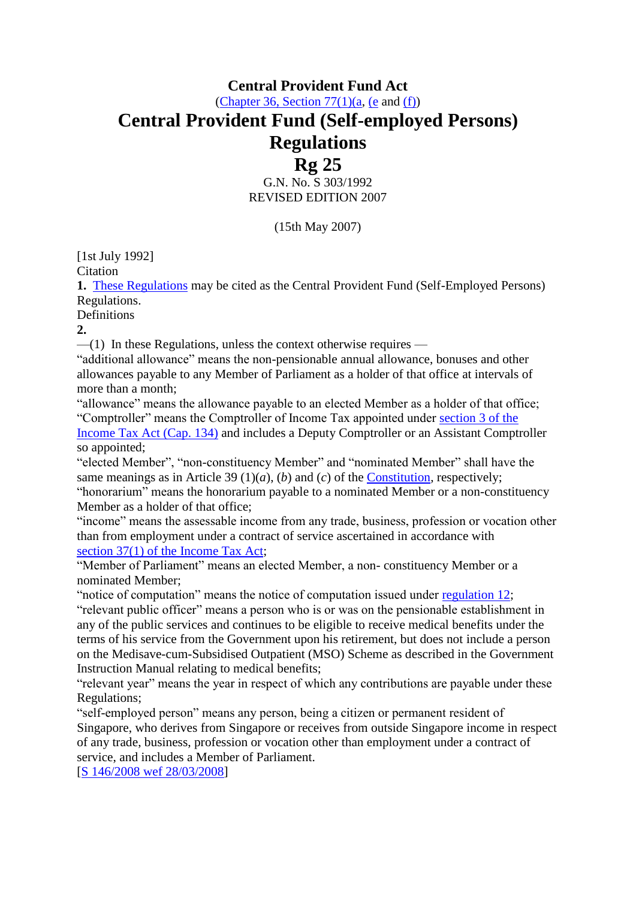**Central Provident Fund Act**

(Chapter 36, Section 77(1)(a, (e and (f))

# Central Provident Fund (Self-employed Persons) Regulations

# Rg 25

G.N. No. S 303/1992

REVISED EDITION 2007

(15th May 2007)

[1st July 1992]

Citation

**1.** These Regulations may be cited as the Central Provident Fund (Self-Employed Persons) Regulations.

Definitions

**2.**

—(1) In these Regulations, unless the context otherwise requires —

“additional allowance” means the non-pensionable annual allowance, bonuses and other allowances payable to any Member of Parliament as a holder of that office at intervals of more than a month;

“allowance” means the allowance payable to an elected Member as a holder of that office;

“Comptroller” means the Comptroller of Income Tax appointed under section 3 of the Income Tax Act (Cap. 134) and includes a Deputy Comptroller or an Assistant Comptroller so appointed;

“elected Member”, “non-constituency Member” and “nominated Member” shall have the same meanings as in Article 39 (1)(*a*), (*b*) and (*c*) of the Constitution, respectively;

“honorarium” means the honorarium payable to a nominated Member or a non-constituency Member as a holder of that office;

“income” means the assessable income from any trade, business, profession or vocation other than from employment under a contract of service ascertained in accordance with section 37(1) of the Income Tax Act;

“Member of Parliament” means an elected Member, a non- constituency Member or a nominated Member;

“notice of computation” means the notice of computation issued under regulation 12;

“relevant public officer” means a person who is or was on the pensionable establishment in any of the public services and continues to be eligible to receive medical benefits under the terms of his service from the Government upon his retirement, but does not include a person on the Medisave-cum-Subsidised Outpatient (MSO) Scheme as described in the Government Instruction Manual relating to medical benefits;

“relevant year” means the year in respect of which any contributions are payable under these Regulations;

“self-employed person” means any person, being a citizen or permanent resident of Singapore, who derives from Singapore or receives from outside Singapore income in respect of any trade, business, profession or vocation other than employment under a contract of service, and includes a Member of Parliament.

[S 146/2008 wef 28/03/2008]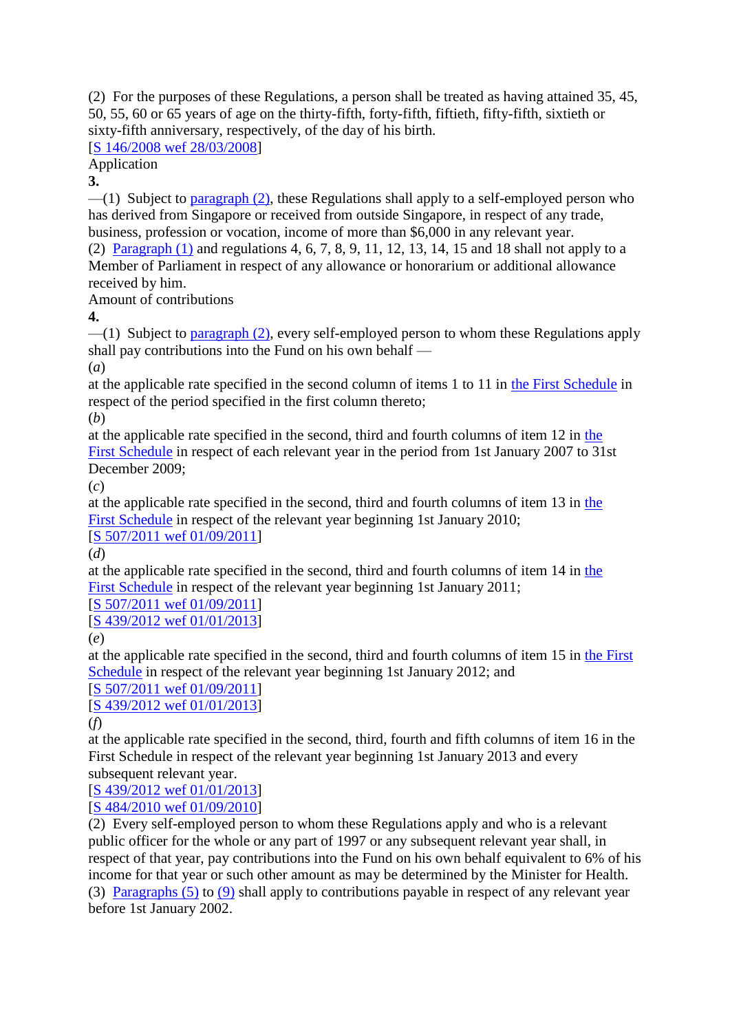(2) For the purposes of these Regulations, a person shall be treated as having attained 35, 45, 50, 55, 60 or 65 years of age on the thirty-fifth, forty-fifth, fiftieth, fifty-fifth, sixtieth or sixty-fifth anniversary, respectively, of the day of his birth.
[S 146/2008 wef 28/03/2008]

Application

**3.**

—(1) Subject to paragraph (2), these Regulations shall apply to a self-employed person who has derived from Singapore or received from outside Singapore, in respect of any trade, business, profession or vocation, income of more than $6,000 in any relevant year.

(2) Paragraph (1) and regulations 4, 6, 7, 8, 9, 11, 12, 13, 14, 15 and 18 shall not apply to a Member of Parliament in respect of any allowance or honorarium or additional allowance received by him.

Amount of contributions

**4.**

—(1) Subject to paragraph (2), every self-employed person to whom these Regulations apply shall pay contributions into the Fund on his own behalf —

(*a*)

at the applicable rate specified in the second column of items 1 to 11 in the First Schedule in respect of the period specified in the first column thereto;

(*b*)

at the applicable rate specified in the second, third and fourth columns of item 12 in the First Schedule in respect of each relevant year in the period from 1st January 2007 to 31st December 2009;

(*c*)

at the applicable rate specified in the second, third and fourth columns of item 13 in the First Schedule in respect of the relevant year beginning 1st January 2010;
[S 507/2011 wef 01/09/2011]

(*d*)

at the applicable rate specified in the second, third and fourth columns of item 14 in the First Schedule in respect of the relevant year beginning 1st January 2011;
[S 507/2011 wef 01/09/2011]
[S 439/2012 wef 01/01/2013]

(*e*)

at the applicable rate specified in the second, third and fourth columns of item 15 in the First Schedule in respect of the relevant year beginning 1st January 2012; and
[S 507/2011 wef 01/09/2011]
[S 439/2012 wef 01/01/2013]

(*f*)

at the applicable rate specified in the second, third, fourth and fifth columns of item 16 in the First Schedule in respect of the relevant year beginning 1st January 2013 and every subsequent relevant year.
[S 439/2012 wef 01/01/2013]
[S 484/2010 wef 01/09/2010]

(2) Every self-employed person to whom these Regulations apply and who is a relevant public officer for the whole or any part of 1997 or any subsequent relevant year shall, in respect of that year, pay contributions into the Fund on his own behalf equivalent to 6% of his income for that year or such other amount as may be determined by the Minister for Health.

(3) Paragraphs (5) to (9) shall apply to contributions payable in respect of any relevant year before 1st January 2002.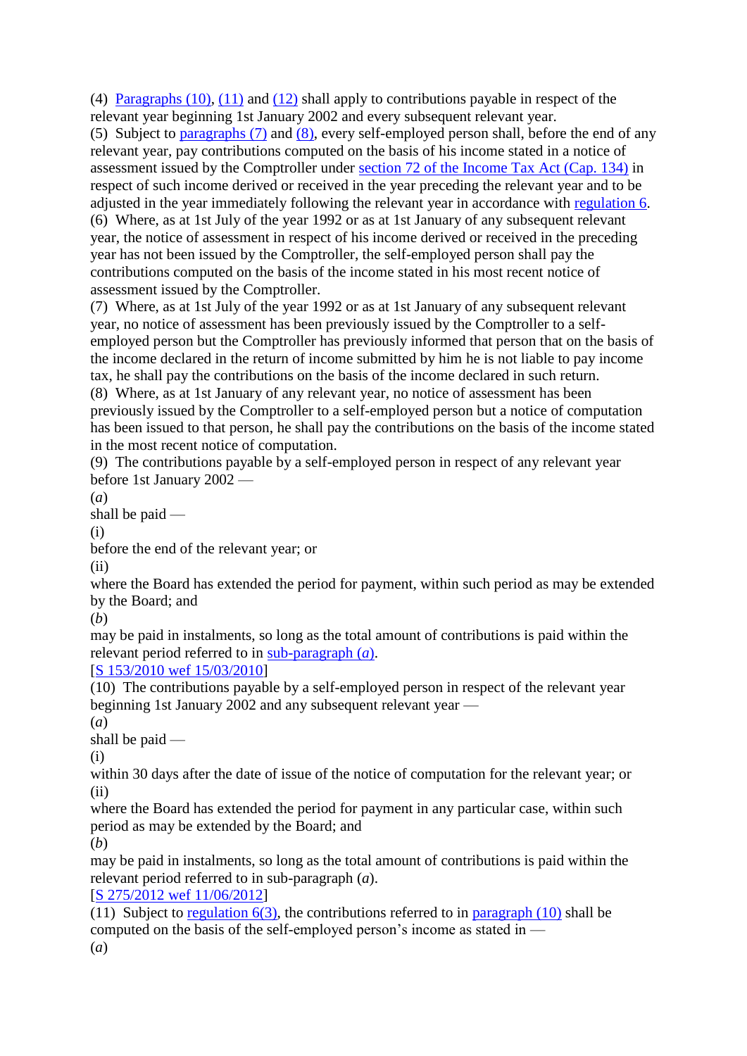(4) Paragraphs (10), (11) and (12) shall apply to contributions payable in respect of the relevant year beginning 1st January 2002 and every subsequent relevant year.

(5) Subject to paragraphs (7) and (8), every self-employed person shall, before the end of any relevant year, pay contributions computed on the basis of his income stated in a notice of assessment issued by the Comptroller under section 72 of the Income Tax Act (Cap. 134) in respect of such income derived or received in the year preceding the relevant year and to be adjusted in the year immediately following the relevant year in accordance with regulation 6.

(6) Where, as at 1st July of the year 1992 or as at 1st January of any subsequent relevant year, the notice of assessment in respect of his income derived or received in the preceding year has not been issued by the Comptroller, the self-employed person shall pay the contributions computed on the basis of the income stated in his most recent notice of assessment issued by the Comptroller.

(7) Where, as at 1st July of the year 1992 or as at 1st January of any subsequent relevant year, no notice of assessment has been previously issued by the Comptroller to a self-employed person but the Comptroller has previously informed that person that on the basis of the income declared in the return of income submitted by him he is not liable to pay income tax, he shall pay the contributions on the basis of the income declared in such return.

(8) Where, as at 1st January of any relevant year, no notice of assessment has been previously issued by the Comptroller to a self-employed person but a notice of computation has been issued to that person, he shall pay the contributions on the basis of the income stated in the most recent notice of computation.

(9) The contributions payable by a self-employed person in respect of any relevant year before 1st January 2002 —

(*a*)

shall be paid —

(i)

before the end of the relevant year; or

(ii)

where the Board has extended the period for payment, within such period as may be extended by the Board; and

(*b*)

may be paid in instalments, so long as the total amount of contributions is paid within the relevant period referred to in sub-paragraph (*a*).

[S 153/2010 wef 15/03/2010]

(10) The contributions payable by a self-employed person in respect of the relevant year beginning 1st January 2002 and any subsequent relevant year —

(*a*)

shall be paid —

(i)

within 30 days after the date of issue of the notice of computation for the relevant year; or

(ii)

where the Board has extended the period for payment in any particular case, within such period as may be extended by the Board; and

(*b*)

may be paid in instalments, so long as the total amount of contributions is paid within the relevant period referred to in sub-paragraph (*a*).

[S 275/2012 wef 11/06/2012]

(11) Subject to regulation 6(3), the contributions referred to in paragraph (10) shall be computed on the basis of the self-employed person's income as stated in —

(*a*)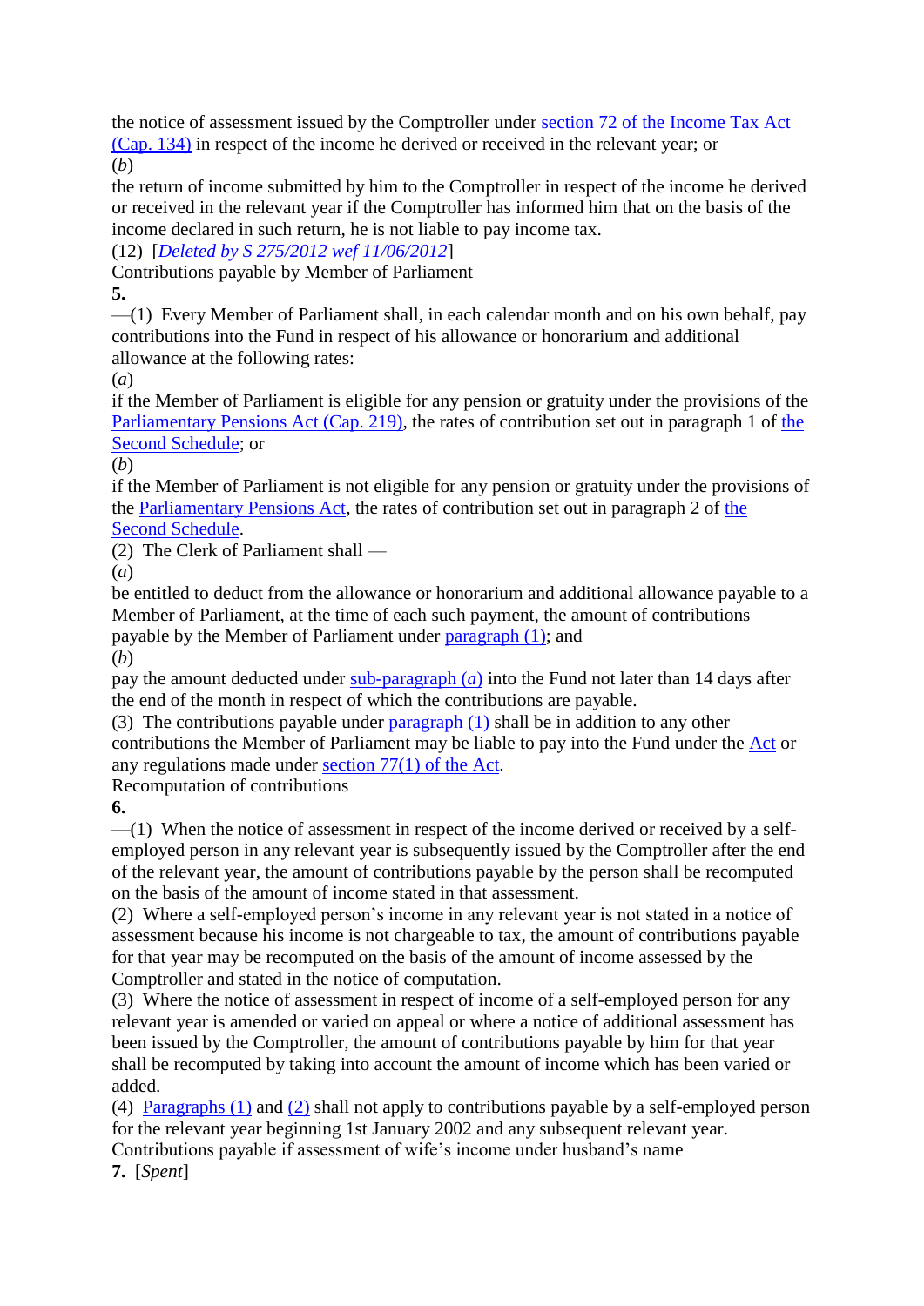the notice of assessment issued by the Comptroller under section 72 of the Income Tax Act (Cap. 134) in respect of the income he derived or received in the relevant year; or

(*b*)

the return of income submitted by him to the Comptroller in respect of the income he derived or received in the relevant year if the Comptroller has informed him that on the basis of the income declared in such return, he is not liable to pay income tax.

(12) [*Deleted by S 275/2012 wef 11/06/2012*]

Contributions payable by Member of Parliament

**5.**

—(1) Every Member of Parliament shall, in each calendar month and on his own behalf, pay contributions into the Fund in respect of his allowance or honorarium and additional allowance at the following rates:

(*a*)

if the Member of Parliament is eligible for any pension or gratuity under the provisions of the Parliamentary Pensions Act (Cap. 219), the rates of contribution set out in paragraph 1 of the Second Schedule; or

(*b*)

if the Member of Parliament is not eligible for any pension or gratuity under the provisions of the Parliamentary Pensions Act, the rates of contribution set out in paragraph 2 of the Second Schedule.

(2) The Clerk of Parliament shall —

(*a*)

be entitled to deduct from the allowance or honorarium and additional allowance payable to a Member of Parliament, at the time of each such payment, the amount of contributions payable by the Member of Parliament under paragraph (1); and

(*b*)

pay the amount deducted under sub-paragraph (*a*) into the Fund not later than 14 days after the end of the month in respect of which the contributions are payable.

(3) The contributions payable under paragraph (1) shall be in addition to any other contributions the Member of Parliament may be liable to pay into the Fund under the Act or any regulations made under section 77(1) of the Act.

Recomputation of contributions

**6.**

—(1) When the notice of assessment in respect of the income derived or received by a self-employed person in any relevant year is subsequently issued by the Comptroller after the end of the relevant year, the amount of contributions payable by the person shall be recomputed on the basis of the amount of income stated in that assessment.

(2) Where a self-employed person's income in any relevant year is not stated in a notice of assessment because his income is not chargeable to tax, the amount of contributions payable for that year may be recomputed on the basis of the amount of income assessed by the Comptroller and stated in the notice of computation.

(3) Where the notice of assessment in respect of income of a self-employed person for any relevant year is amended or varied on appeal or where a notice of additional assessment has been issued by the Comptroller, the amount of contributions payable by him for that year shall be recomputed by taking into account the amount of income which has been varied or added.

(4) Paragraphs (1) and (2) shall not apply to contributions payable by a self-employed person for the relevant year beginning 1st January 2002 and any subsequent relevant year.

Contributions payable if assessment of wife's income under husband's name

**7.** [*Spent*]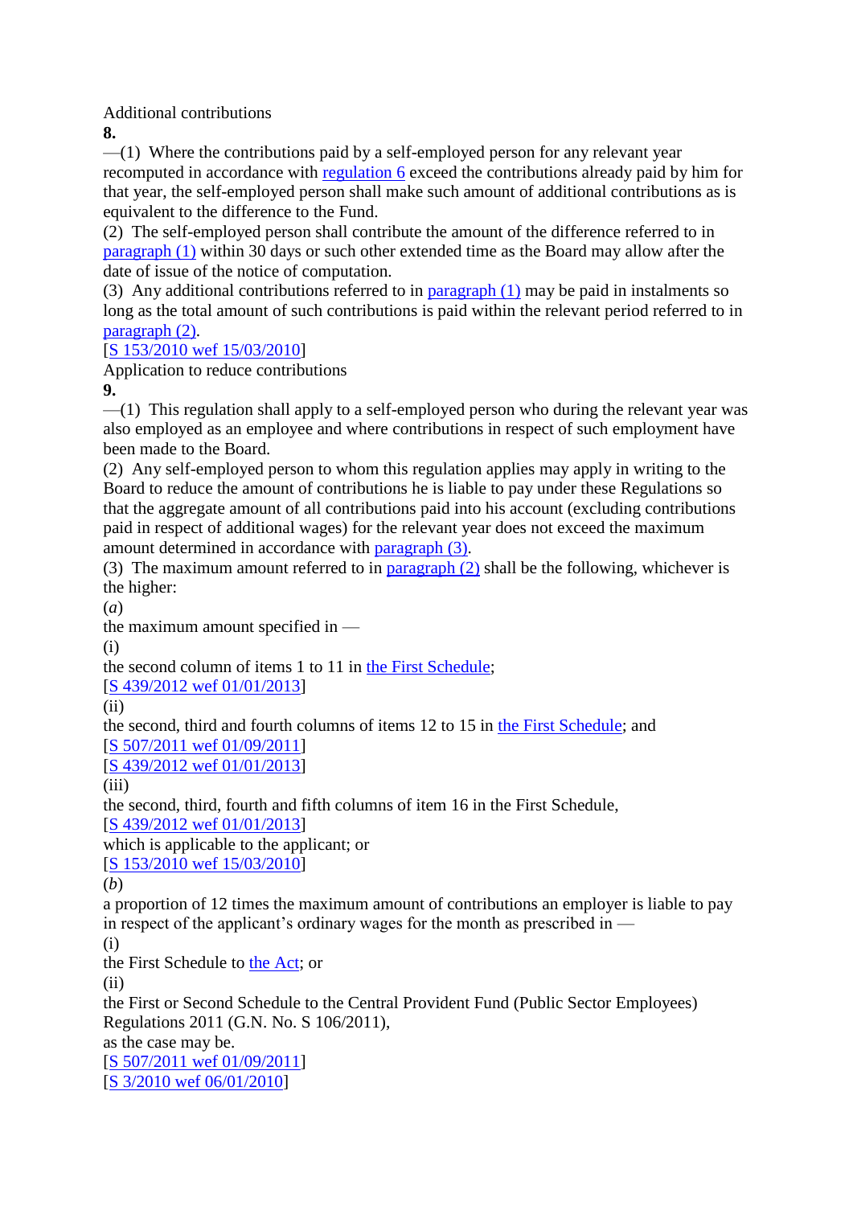Additional contributions

**8.**

—(1) Where the contributions paid by a self-employed person for any relevant year recomputed in accordance with regulation 6 exceed the contributions already paid by him for that year, the self-employed person shall make such amount of additional contributions as is equivalent to the difference to the Fund.

(2) The self-employed person shall contribute the amount of the difference referred to in paragraph (1) within 30 days or such other extended time as the Board may allow after the date of issue of the notice of computation.

(3) Any additional contributions referred to in paragraph (1) may be paid in instalments so long as the total amount of such contributions is paid within the relevant period referred to in paragraph (2).

[S 153/2010 wef 15/03/2010]

Application to reduce contributions

**9.**

—(1) This regulation shall apply to a self-employed person who during the relevant year was also employed as an employee and where contributions in respect of such employment have been made to the Board.

(2) Any self-employed person to whom this regulation applies may apply in writing to the Board to reduce the amount of contributions he is liable to pay under these Regulations so that the aggregate amount of all contributions paid into his account (excluding contributions paid in respect of additional wages) for the relevant year does not exceed the maximum amount determined in accordance with paragraph (3).

(3) The maximum amount referred to in paragraph (2) shall be the following, whichever is the higher:

(*a*)

the maximum amount specified in —

(i)

the second column of items 1 to 11 in the First Schedule;

[S 439/2012 wef 01/01/2013]

(ii)

the second, third and fourth columns of items 12 to 15 in the First Schedule; and

[S 507/2011 wef 01/09/2011]

[S 439/2012 wef 01/01/2013]

(iii)

the second, third, fourth and fifth columns of item 16 in the First Schedule,

[S 439/2012 wef 01/01/2013]

which is applicable to the applicant; or

[S 153/2010 wef 15/03/2010]

(*b*)

a proportion of 12 times the maximum amount of contributions an employer is liable to pay in respect of the applicant's ordinary wages for the month as prescribed in —

(i)

the First Schedule to the Act; or

(ii)

the First or Second Schedule to the Central Provident Fund (Public Sector Employees) Regulations 2011 (G.N. No. S 106/2011),

as the case may be.

[S 507/2011 wef 01/09/2011]

[S 3/2010 wef 06/01/2010]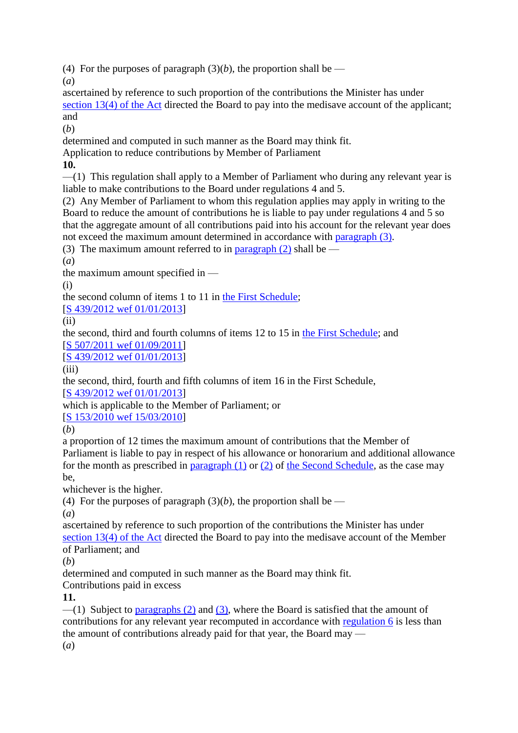(4)  For the purposes of paragraph (3)(*b*), the proportion shall be —

(*a*)

ascertained by reference to such proportion of the contributions the Minister has under section 13(4) of the Act directed the Board to pay into the medisave account of the applicant; and

(*b*)

determined and computed in such manner as the Board may think fit.

Application to reduce contributions by Member of Parliament

**10.**

—(1)  This regulation shall apply to a Member of Parliament who during any relevant year is liable to make contributions to the Board under regulations 4 and 5.

(2)  Any Member of Parliament to whom this regulation applies may apply in writing to the Board to reduce the amount of contributions he is liable to pay under regulations 4 and 5 so that the aggregate amount of all contributions paid into his account for the relevant year does not exceed the maximum amount determined in accordance with paragraph (3).

(3)  The maximum amount referred to in paragraph (2) shall be —

(*a*)

the maximum amount specified in —

(i)

the second column of items 1 to 11 in the First Schedule;

[S 439/2012 wef 01/01/2013]

(ii)

the second, third and fourth columns of items 12 to 15 in the First Schedule; and

[S 507/2011 wef 01/09/2011]

[S 439/2012 wef 01/01/2013]

(iii)

the second, third, fourth and fifth columns of item 16 in the First Schedule,

[S 439/2012 wef 01/01/2013]

which is applicable to the Member of Parliament; or

[S 153/2010 wef 15/03/2010]

(*b*)

a proportion of 12 times the maximum amount of contributions that the Member of Parliament is liable to pay in respect of his allowance or honorarium and additional allowance for the month as prescribed in paragraph (1) or (2) of the Second Schedule, as the case may be,

whichever is the higher.

(4)  For the purposes of paragraph (3)(*b*), the proportion shall be —

(*a*)

ascertained by reference to such proportion of the contributions the Minister has under section 13(4) of the Act directed the Board to pay into the medisave account of the Member of Parliament; and

(*b*)

determined and computed in such manner as the Board may think fit.

Contributions paid in excess

**11.**

—(1)  Subject to paragraphs (2) and (3), where the Board is satisfied that the amount of contributions for any relevant year recomputed in accordance with regulation 6 is less than the amount of contributions already paid for that year, the Board may —

(*a*)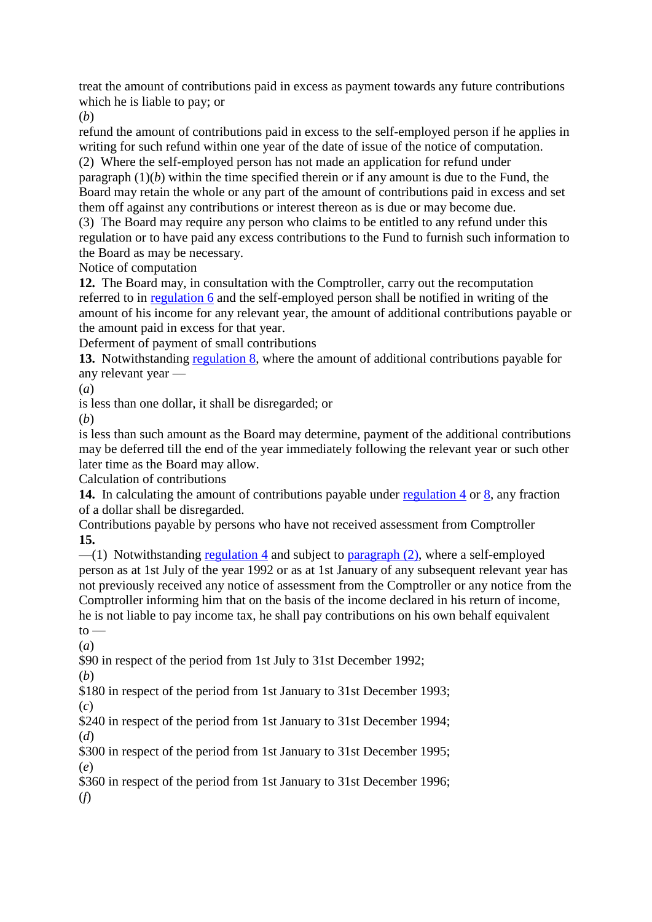treat the amount of contributions paid in excess as payment towards any future contributions which he is liable to pay; or

(*b*)

refund the amount of contributions paid in excess to the self-employed person if he applies in writing for such refund within one year of the date of issue of the notice of computation.

(2) Where the self-employed person has not made an application for refund under paragraph (1)(*b*) within the time specified therein or if any amount is due to the Fund, the Board may retain the whole or any part of the amount of contributions paid in excess and set them off against any contributions or interest thereon as is due or may become due.

(3) The Board may require any person who claims to be entitled to any refund under this regulation or to have paid any excess contributions to the Fund to furnish such information to the Board as may be necessary.

Notice of computation

**12.** The Board may, in consultation with the Comptroller, carry out the recomputation referred to in regulation 6 and the self-employed person shall be notified in writing of the amount of his income for any relevant year, the amount of additional contributions payable or the amount paid in excess for that year.

Deferment of payment of small contributions

**13.** Notwithstanding regulation 8, where the amount of additional contributions payable for any relevant year —

(*a*)

is less than one dollar, it shall be disregarded; or

(*b*)

is less than such amount as the Board may determine, payment of the additional contributions may be deferred till the end of the year immediately following the relevant year or such other later time as the Board may allow.

Calculation of contributions

**14.** In calculating the amount of contributions payable under regulation 4 or 8, any fraction of a dollar shall be disregarded.

Contributions payable by persons who have not received assessment from Comptroller

**15.**

—(1) Notwithstanding regulation 4 and subject to paragraph (2), where a self-employed person as at 1st July of the year 1992 or as at 1st January of any subsequent relevant year has not previously received any notice of assessment from the Comptroller or any notice from the Comptroller informing him that on the basis of the income declared in his return of income, he is not liable to pay income tax, he shall pay contributions on his own behalf equivalent to —

(*a*)

$90 in respect of the period from 1st July to 31st December 1992;

(*b*)

$180 in respect of the period from 1st January to 31st December 1993;

(*c*)

$240 in respect of the period from 1st January to 31st December 1994;

(*d*)

$300 in respect of the period from 1st January to 31st December 1995;

(*e*)

$360 in respect of the period from 1st January to 31st December 1996;

(*f*)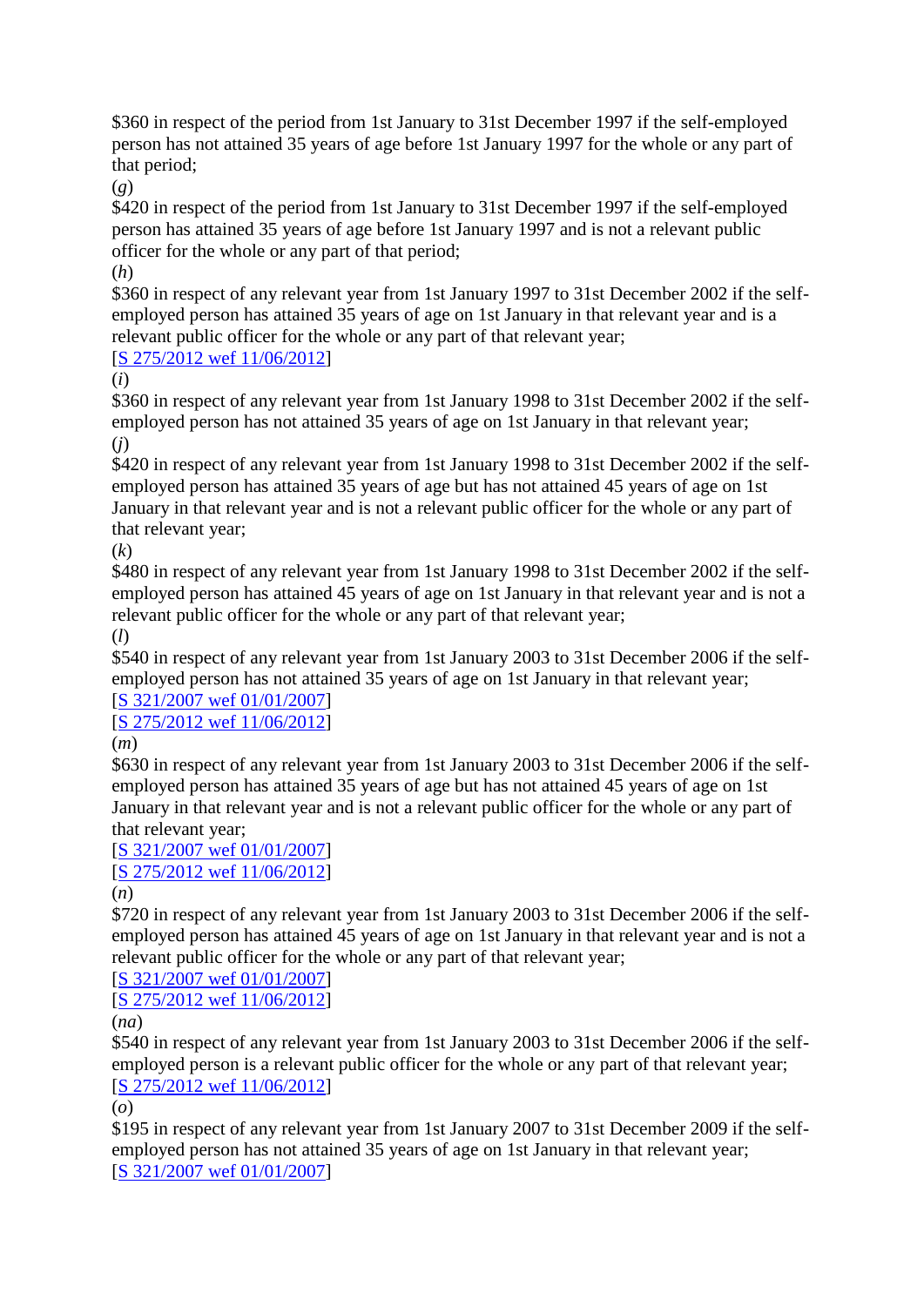$360 in respect of the period from 1st January to 31st December 1997 if the self-employed person has not attained 35 years of age before 1st January 1997 for the whole or any part of that period;

(*g*)

$420 in respect of the period from 1st January to 31st December 1997 if the self-employed person has attained 35 years of age before 1st January 1997 and is not a relevant public officer for the whole or any part of that period;

(*h*)

$360 in respect of any relevant year from 1st January 1997 to 31st December 2002 if the self-employed person has attained 35 years of age on 1st January in that relevant year and is a relevant public officer for the whole or any part of that relevant year;

[S 275/2012 wef 11/06/2012]

(*i*)

$360 in respect of any relevant year from 1st January 1998 to 31st December 2002 if the self-employed person has not attained 35 years of age on 1st January in that relevant year;

(*j*)

$420 in respect of any relevant year from 1st January 1998 to 31st December 2002 if the self-employed person has attained 35 years of age but has not attained 45 years of age on 1st January in that relevant year and is not a relevant public officer for the whole or any part of that relevant year;

(*k*)

$480 in respect of any relevant year from 1st January 1998 to 31st December 2002 if the self-employed person has attained 45 years of age on 1st January in that relevant year and is not a relevant public officer for the whole or any part of that relevant year;

(*l*)

$540 in respect of any relevant year from 1st January 2003 to 31st December 2006 if the self-employed person has not attained 35 years of age on 1st January in that relevant year;

[S 321/2007 wef 01/01/2007]

[S 275/2012 wef 11/06/2012]

(*m*)

$630 in respect of any relevant year from 1st January 2003 to 31st December 2006 if the self-employed person has attained 35 years of age but has not attained 45 years of age on 1st January in that relevant year and is not a relevant public officer for the whole or any part of that relevant year;

[S 321/2007 wef 01/01/2007]

[S 275/2012 wef 11/06/2012]

(*n*)

$720 in respect of any relevant year from 1st January 2003 to 31st December 2006 if the self-employed person has attained 45 years of age on 1st January in that relevant year and is not a relevant public officer for the whole or any part of that relevant year;

[S 321/2007 wef 01/01/2007]

[S 275/2012 wef 11/06/2012]

(*na*)

$540 in respect of any relevant year from 1st January 2003 to 31st December 2006 if the self-employed person is a relevant public officer for the whole or any part of that relevant year;

[S 275/2012 wef 11/06/2012]

(*o*)

$195 in respect of any relevant year from 1st January 2007 to 31st December 2009 if the self-employed person has not attained 35 years of age on 1st January in that relevant year;

[S 321/2007 wef 01/01/2007]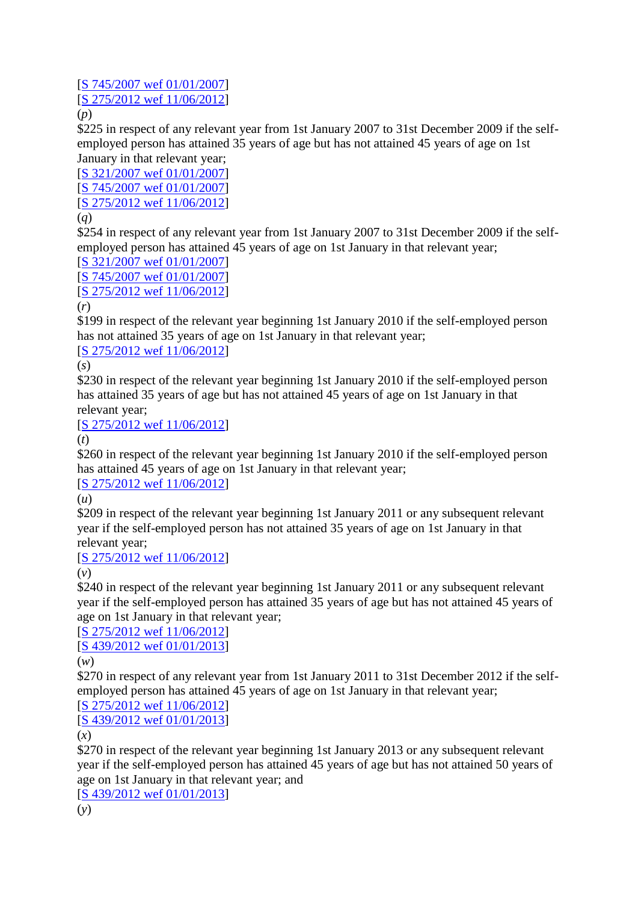[S 745/2007 wef 01/01/2007]
[S 275/2012 wef 11/06/2012]

(*p*)

$225 in respect of any relevant year from 1st January 2007 to 31st December 2009 if the self-employed person has attained 35 years of age but has not attained 45 years of age on 1st January in that relevant year;

[S 321/2007 wef 01/01/2007]
[S 745/2007 wef 01/01/2007]
[S 275/2012 wef 11/06/2012]

(*q*)

$254 in respect of any relevant year from 1st January 2007 to 31st December 2009 if the self-employed person has attained 45 years of age on 1st January in that relevant year;

[S 321/2007 wef 01/01/2007]
[S 745/2007 wef 01/01/2007]
[S 275/2012 wef 11/06/2012]

(*r*)

$199 in respect of the relevant year beginning 1st January 2010 if the self-employed person has not attained 35 years of age on 1st January in that relevant year;

[S 275/2012 wef 11/06/2012]

(*s*)

$230 in respect of the relevant year beginning 1st January 2010 if the self-employed person has attained 35 years of age but has not attained 45 years of age on 1st January in that relevant year;

[S 275/2012 wef 11/06/2012]

(*t*)

$260 in respect of the relevant year beginning 1st January 2010 if the self-employed person has attained 45 years of age on 1st January in that relevant year;

[S 275/2012 wef 11/06/2012]

(*u*)

$209 in respect of the relevant year beginning 1st January 2011 or any subsequent relevant year if the self-employed person has not attained 35 years of age on 1st January in that relevant year;

[S 275/2012 wef 11/06/2012]

(*v*)

$240 in respect of the relevant year beginning 1st January 2011 or any subsequent relevant year if the self-employed person has attained 35 years of age but has not attained 45 years of age on 1st January in that relevant year;

[S 275/2012 wef 11/06/2012]
[S 439/2012 wef 01/01/2013]

(*w*)

$270 in respect of any relevant year from 1st January 2011 to 31st December 2012 if the self-employed person has attained 45 years of age on 1st January in that relevant year;

[S 275/2012 wef 11/06/2012]
[S 439/2012 wef 01/01/2013]

(*x*)

$270 in respect of the relevant year beginning 1st January 2013 or any subsequent relevant year if the self-employed person has attained 45 years of age but has not attained 50 years of age on 1st January in that relevant year; and

[S 439/2012 wef 01/01/2013]

(*y*)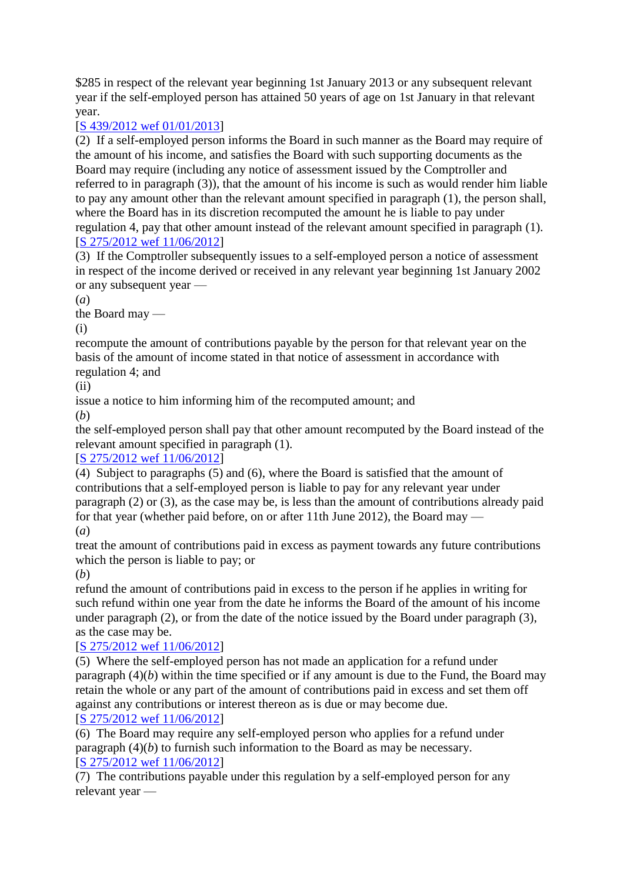$285 in respect of the relevant year beginning 1st January 2013 or any subsequent relevant year if the self-employed person has attained 50 years of age on 1st January in that relevant year.

[S 439/2012 wef 01/01/2013]

(2) If a self-employed person informs the Board in such manner as the Board may require of the amount of his income, and satisfies the Board with such supporting documents as the Board may require (including any notice of assessment issued by the Comptroller and referred to in paragraph (3)), that the amount of his income is such as would render him liable to pay any amount other than the relevant amount specified in paragraph (1), the person shall, where the Board has in its discretion recomputed the amount he is liable to pay under regulation 4, pay that other amount instead of the relevant amount specified in paragraph (1).

[S 275/2012 wef 11/06/2012]

(3) If the Comptroller subsequently issues to a self-employed person a notice of assessment in respect of the income derived or received in any relevant year beginning 1st January 2002 or any subsequent year —

(*a*)

the Board may —

(i)

recompute the amount of contributions payable by the person for that relevant year on the basis of the amount of income stated in that notice of assessment in accordance with regulation 4; and

(ii)

issue a notice to him informing him of the recomputed amount; and

(*b*)

the self-employed person shall pay that other amount recomputed by the Board instead of the relevant amount specified in paragraph (1).

[S 275/2012 wef 11/06/2012]

(4) Subject to paragraphs (5) and (6), where the Board is satisfied that the amount of contributions that a self-employed person is liable to pay for any relevant year under paragraph (2) or (3), as the case may be, is less than the amount of contributions already paid for that year (whether paid before, on or after 11th June 2012), the Board may —

(*a*)

treat the amount of contributions paid in excess as payment towards any future contributions which the person is liable to pay; or

(*b*)

refund the amount of contributions paid in excess to the person if he applies in writing for such refund within one year from the date he informs the Board of the amount of his income under paragraph (2), or from the date of the notice issued by the Board under paragraph (3), as the case may be.

[S 275/2012 wef 11/06/2012]

(5) Where the self-employed person has not made an application for a refund under paragraph (4)(*b*) within the time specified or if any amount is due to the Fund, the Board may retain the whole or any part of the amount of contributions paid in excess and set them off against any contributions or interest thereon as is due or may become due.

[S 275/2012 wef 11/06/2012]

(6) The Board may require any self-employed person who applies for a refund under paragraph (4)(*b*) to furnish such information to the Board as may be necessary.

[S 275/2012 wef 11/06/2012]

(7) The contributions payable under this regulation by a self-employed person for any relevant year —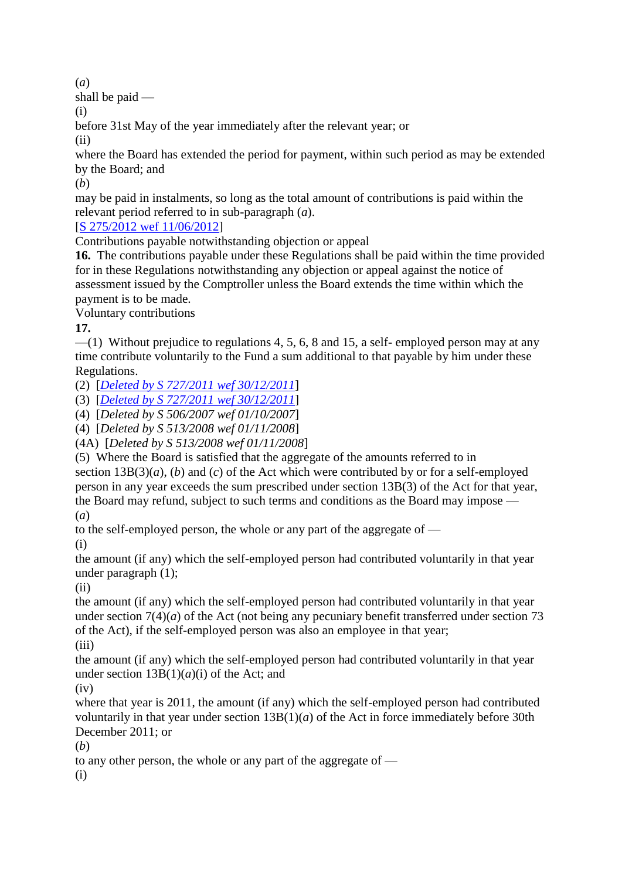(*a*)
shall be paid —
(i)
before 31st May of the year immediately after the relevant year; or
(ii)
where the Board has extended the period for payment, within such period as may be extended by the Board; and
(*b*)
may be paid in instalments, so long as the total amount of contributions is paid within the relevant period referred to in sub-paragraph (*a*).
[S 275/2012 wef 11/06/2012]

Contributions payable notwithstanding objection or appeal

**16.** The contributions payable under these Regulations shall be paid within the time provided for in these Regulations notwithstanding any objection or appeal against the notice of assessment issued by the Comptroller unless the Board extends the time within which the payment is to be made.

Voluntary contributions

**17.**
—(1) Without prejudice to regulations 4, 5, 6, 8 and 15, a self- employed person may at any time contribute voluntarily to the Fund a sum additional to that payable by him under these Regulations.
(2) [*Deleted by S 727/2011 wef 30/12/2011*]
(3) [*Deleted by S 727/2011 wef 30/12/2011*]
(4) [*Deleted by S 506/2007 wef 01/10/2007*]
(4) [*Deleted by S 513/2008 wef 01/11/2008*]
(4A) [*Deleted by S 513/2008 wef 01/11/2008*]
(5) Where the Board is satisfied that the aggregate of the amounts referred to in section 13B(3)(*a*), (*b*) and (*c*) of the Act which were contributed by or for a self-employed person in any year exceeds the sum prescribed under section 13B(3) of the Act for that year, the Board may refund, subject to such terms and conditions as the Board may impose —
(*a*)
to the self-employed person, the whole or any part of the aggregate of —
(i)
the amount (if any) which the self-employed person had contributed voluntarily in that year under paragraph (1);
(ii)
the amount (if any) which the self-employed person had contributed voluntarily in that year under section 7(4)(*a*) of the Act (not being any pecuniary benefit transferred under section 73 of the Act), if the self-employed person was also an employee in that year;
(iii)
the amount (if any) which the self-employed person had contributed voluntarily in that year under section 13B(1)(*a*)(i) of the Act; and
(iv)
where that year is 2011, the amount (if any) which the self-employed person had contributed voluntarily in that year under section 13B(1)(*a*) of the Act in force immediately before 30th December 2011; or
(*b*)
to any other person, the whole or any part of the aggregate of —
(i)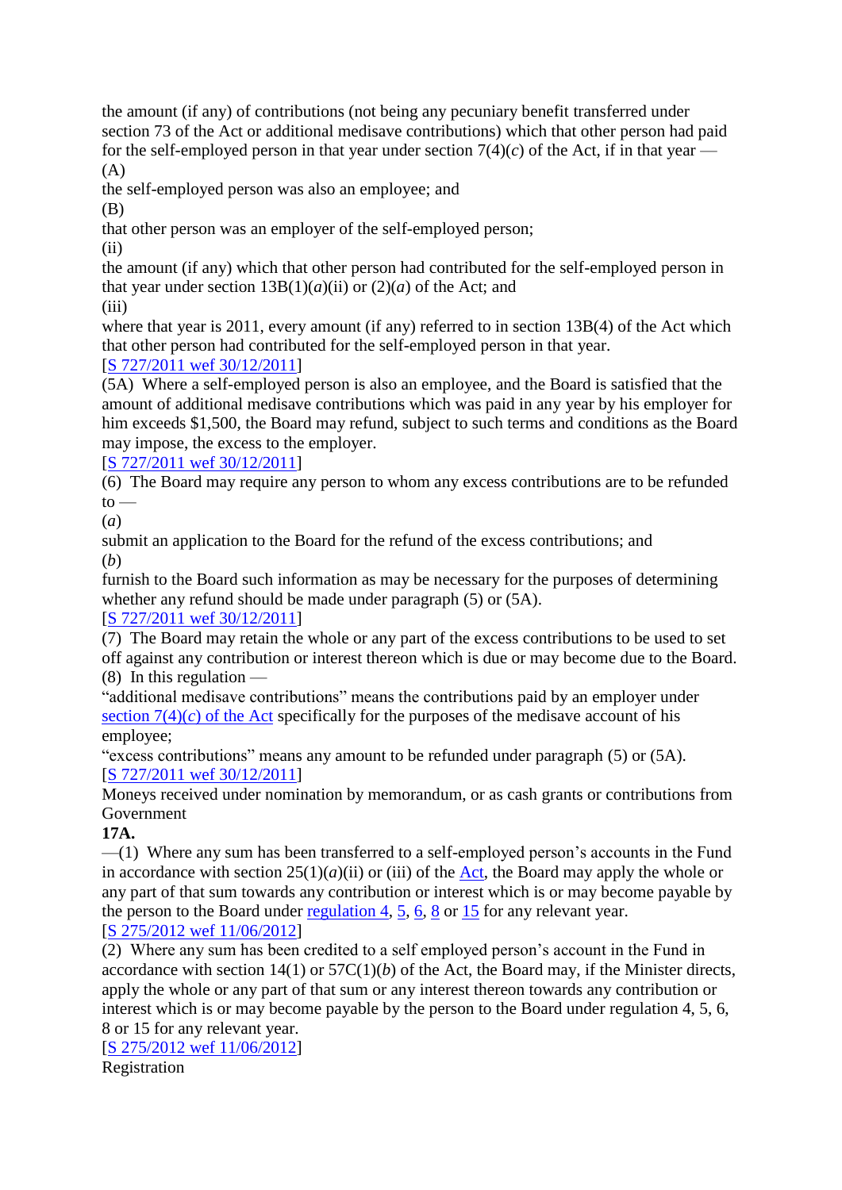the amount (if any) of contributions (not being any pecuniary benefit transferred under section 73 of the Act or additional medisave contributions) which that other person had paid for the self-employed person in that year under section 7(4)(*c*) of the Act, if in that year —

(A)

the self-employed person was also an employee; and

(B)

that other person was an employer of the self-employed person;

(ii)

the amount (if any) which that other person had contributed for the self-employed person in that year under section 13B(1)(*a*)(ii) or (2)(*a*) of the Act; and

(iii)

where that year is 2011, every amount (if any) referred to in section 13B(4) of the Act which that other person had contributed for the self-employed person in that year.

[S 727/2011 wef 30/12/2011]

(5A) Where a self-employed person is also an employee, and the Board is satisfied that the amount of additional medisave contributions which was paid in any year by his employer for him exceeds $1,500, the Board may refund, subject to such terms and conditions as the Board may impose, the excess to the employer.

[S 727/2011 wef 30/12/2011]

(6) The Board may require any person to whom any excess contributions are to be refunded to —

(*a*)

submit an application to the Board for the refund of the excess contributions; and

(*b*)

furnish to the Board such information as may be necessary for the purposes of determining whether any refund should be made under paragraph (5) or (5A).

[S 727/2011 wef 30/12/2011]

(7) The Board may retain the whole or any part of the excess contributions to be used to set off against any contribution or interest thereon which is due or may become due to the Board.

(8) In this regulation —

“additional medisave contributions” means the contributions paid by an employer under section 7(4)(*c*) of the Act specifically for the purposes of the medisave account of his employee;

“excess contributions” means any amount to be refunded under paragraph (5) or (5A).

[S 727/2011 wef 30/12/2011]

Moneys received under nomination by memorandum, or as cash grants or contributions from Government

**17A.**

—(1) Where any sum has been transferred to a self-employed person’s accounts in the Fund in accordance with section 25(1)(*a*)(ii) or (iii) of the Act, the Board may apply the whole or any part of that sum towards any contribution or interest which is or may become payable by the person to the Board under regulation 4, 5, 6, 8 or 15 for any relevant year.

[S 275/2012 wef 11/06/2012]

(2) Where any sum has been credited to a self employed person’s account in the Fund in accordance with section 14(1) or 57C(1)(*b*) of the Act, the Board may, if the Minister directs, apply the whole or any part of that sum or any interest thereon towards any contribution or interest which is or may become payable by the person to the Board under regulation 4, 5, 6, 8 or 15 for any relevant year.

[S 275/2012 wef 11/06/2012]

Registration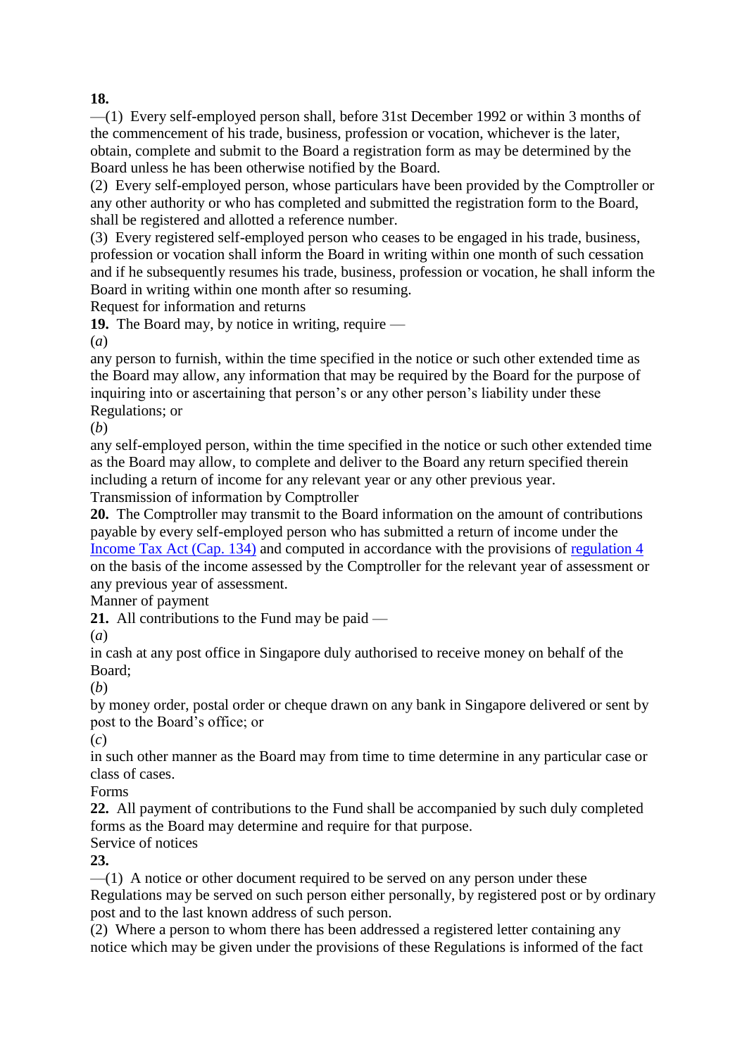**18.**
—(1) Every self-employed person shall, before 31st December 1992 or within 3 months of the commencement of his trade, business, profession or vocation, whichever is the later, obtain, complete and submit to the Board a registration form as may be determined by the Board unless he has been otherwise notified by the Board.
(2) Every self-employed person, whose particulars have been provided by the Comptroller or any other authority or who has completed and submitted the registration form to the Board, shall be registered and allotted a reference number.
(3) Every registered self-employed person who ceases to be engaged in his trade, business, profession or vocation shall inform the Board in writing within one month of such cessation and if he subsequently resumes his trade, business, profession or vocation, he shall inform the Board in writing within one month after so resuming.
Request for information and returns
**19.** The Board may, by notice in writing, require —
(*a*)
any person to furnish, within the time specified in the notice or such other extended time as the Board may allow, any information that may be required by the Board for the purpose of inquiring into or ascertaining that person's or any other person's liability under these Regulations; or
(*b*)
any self-employed person, within the time specified in the notice or such other extended time as the Board may allow, to complete and deliver to the Board any return specified therein including a return of income for any relevant year or any other previous year.
Transmission of information by Comptroller
**20.** The Comptroller may transmit to the Board information on the amount of contributions payable by every self-employed person who has submitted a return of income under the Income Tax Act (Cap. 134) and computed in accordance with the provisions of regulation 4 on the basis of the income assessed by the Comptroller for the relevant year of assessment or any previous year of assessment.
Manner of payment
**21.** All contributions to the Fund may be paid —
(*a*)
in cash at any post office in Singapore duly authorised to receive money on behalf of the Board;
(*b*)
by money order, postal order or cheque drawn on any bank in Singapore delivered or sent by post to the Board's office; or
(*c*)
in such other manner as the Board may from time to time determine in any particular case or class of cases.
Forms
**22.** All payment of contributions to the Fund shall be accompanied by such duly completed forms as the Board may determine and require for that purpose.
Service of notices
**23.**
—(1) A notice or other document required to be served on any person under these Regulations may be served on such person either personally, by registered post or by ordinary post and to the last known address of such person.
(2) Where a person to whom there has been addressed a registered letter containing any notice which may be given under the provisions of these Regulations is informed of the fact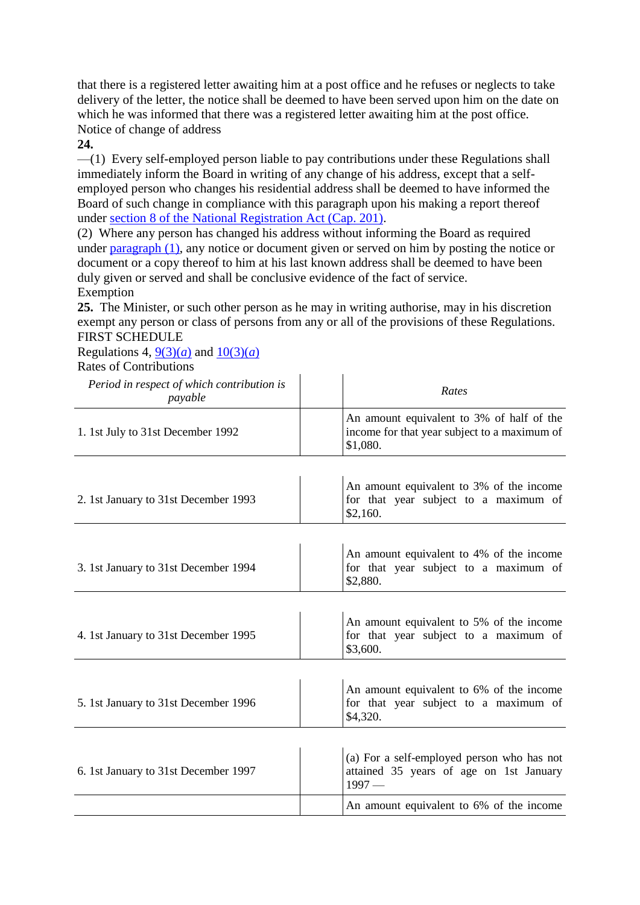that there is a registered letter awaiting him at a post office and he refuses or neglects to take delivery of the letter, the notice shall be deemed to have been served upon him on the date on which he was informed that there was a registered letter awaiting him at the post office.

Notice of change of address

**24.**

—(1) Every self-employed person liable to pay contributions under these Regulations shall immediately inform the Board in writing of any change of his address, except that a self-employed person who changes his residential address shall be deemed to have informed the Board of such change in compliance with this paragraph upon his making a report thereof under section 8 of the National Registration Act (Cap. 201).

(2) Where any person has changed his address without informing the Board as required under paragraph (1), any notice or document given or served on him by posting the notice or document or a copy thereof to him at his last known address shall be deemed to have been duly given or served and shall be conclusive evidence of the fact of service.

Exemption

**25.** The Minister, or such other person as he may in writing authorise, may in his discretion exempt any person or class of persons from any or all of the provisions of these Regulations.

FIRST SCHEDULE

Regulations 4, 9(3)(*a*) and 10(3)(*a*)

Rates of Contributions

| *Period in respect of which contribution is payable* | | *Rates* |
|---|---|---|
| 1. 1st July to 31st December 1992 | | An amount equivalent to 3% of half of the income for that year subject to a maximum of $1,080. |
| 2. 1st January to 31st December 1993 | | An amount equivalent to 3% of the income for that year subject to a maximum of $2,160. |
| 3. 1st January to 31st December 1994 | | An amount equivalent to 4% of the income for that year subject to a maximum of $2,880. |
| 4. 1st January to 31st December 1995 | | An amount equivalent to 5% of the income for that year subject to a maximum of $3,600. |
| 5. 1st January to 31st December 1996 | | An amount equivalent to 6% of the income for that year subject to a maximum of $4,320. |
| 6. 1st January to 31st December 1997 | | (a) For a self-employed person who has not attained 35 years of age on 1st January 1997 — |
| | | An amount equivalent to 6% of the income |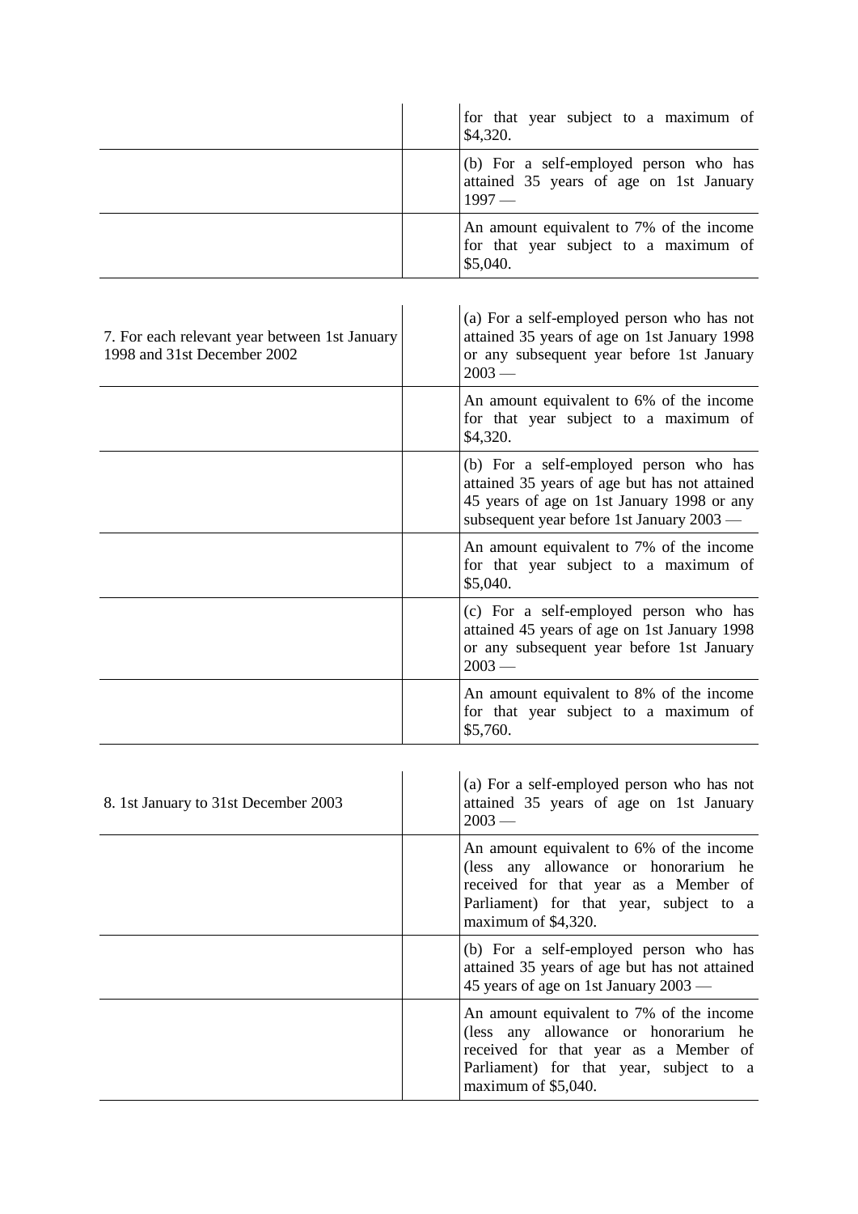| | | |
|---|---|---|
| | | for that year subject to a maximum of $4,320. |
| | | (b) For a self-employed person who has attained 35 years of age on 1st January 1997 — |
| | | An amount equivalent to 7% of the income for that year subject to a maximum of $5,040. |

| | | |
|---|---|---|
| 7. For each relevant year between 1st January 1998 and 31st December 2002 | | (a) For a self-employed person who has not attained 35 years of age on 1st January 1998 or any subsequent year before 1st January 2003 — |
| | | An amount equivalent to 6% of the income for that year subject to a maximum of $4,320. |
| | | (b) For a self-employed person who has attained 35 years of age but has not attained 45 years of age on 1st January 1998 or any subsequent year before 1st January 2003 — |
| | | An amount equivalent to 7% of the income for that year subject to a maximum of $5,040. |
| | | (c) For a self-employed person who has attained 45 years of age on 1st January 1998 or any subsequent year before 1st January 2003 — |
| | | An amount equivalent to 8% of the income for that year subject to a maximum of $5,760. |

| | | |
|---|---|---|
| 8. 1st January to 31st December 2003 | | (a) For a self-employed person who has not attained 35 years of age on 1st January 2003 — |
| | | An amount equivalent to 6% of the income (less any allowance or honorarium he received for that year as a Member of Parliament) for that year, subject to a maximum of $4,320. |
| | | (b) For a self-employed person who has attained 35 years of age but has not attained 45 years of age on 1st January 2003 — |
| | | An amount equivalent to 7% of the income (less any allowance or honorarium he received for that year as a Member of Parliament) for that year, subject to a maximum of $5,040. |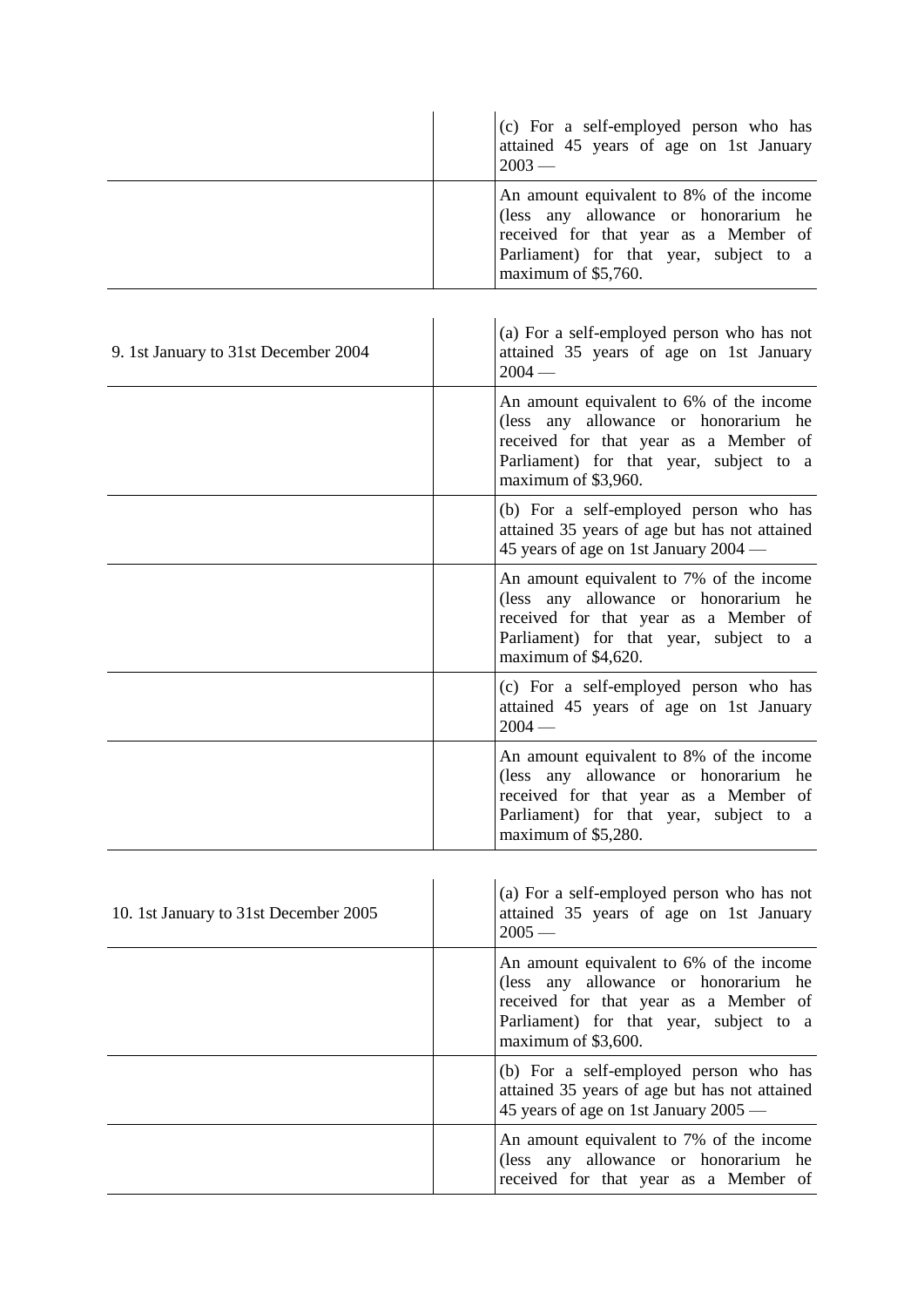| | | |
|---|---|---|
| | | (c) For a self-employed person who has attained 45 years of age on 1st January 2003 — |
| | | An amount equivalent to 8% of the income (less any allowance or honorarium he received for that year as a Member of Parliament) for that year, subject to a maximum of $5,760. |

| | | |
|---|---|---|
| 9. 1st January to 31st December 2004 | | (a) For a self-employed person who has not attained 35 years of age on 1st January 2004 — |
| | | An amount equivalent to 6% of the income (less any allowance or honorarium he received for that year as a Member of Parliament) for that year, subject to a maximum of $3,960. |
| | | (b) For a self-employed person who has attained 35 years of age but has not attained 45 years of age on 1st January 2004 — |
| | | An amount equivalent to 7% of the income (less any allowance or honorarium he received for that year as a Member of Parliament) for that year, subject to a maximum of $4,620. |
| | | (c) For a self-employed person who has attained 45 years of age on 1st January 2004 — |
| | | An amount equivalent to 8% of the income (less any allowance or honorarium he received for that year as a Member of Parliament) for that year, subject to a maximum of $5,280. |

| | | |
|---|---|---|
| 10. 1st January to 31st December 2005 | | (a) For a self-employed person who has not attained 35 years of age on 1st January 2005 — |
| | | An amount equivalent to 6% of the income (less any allowance or honorarium he received for that year as a Member of Parliament) for that year, subject to a maximum of $3,600. |
| | | (b) For a self-employed person who has attained 35 years of age but has not attained 45 years of age on 1st January 2005 — |
| | | An amount equivalent to 7% of the income (less any allowance or honorarium he received for that year as a Member of |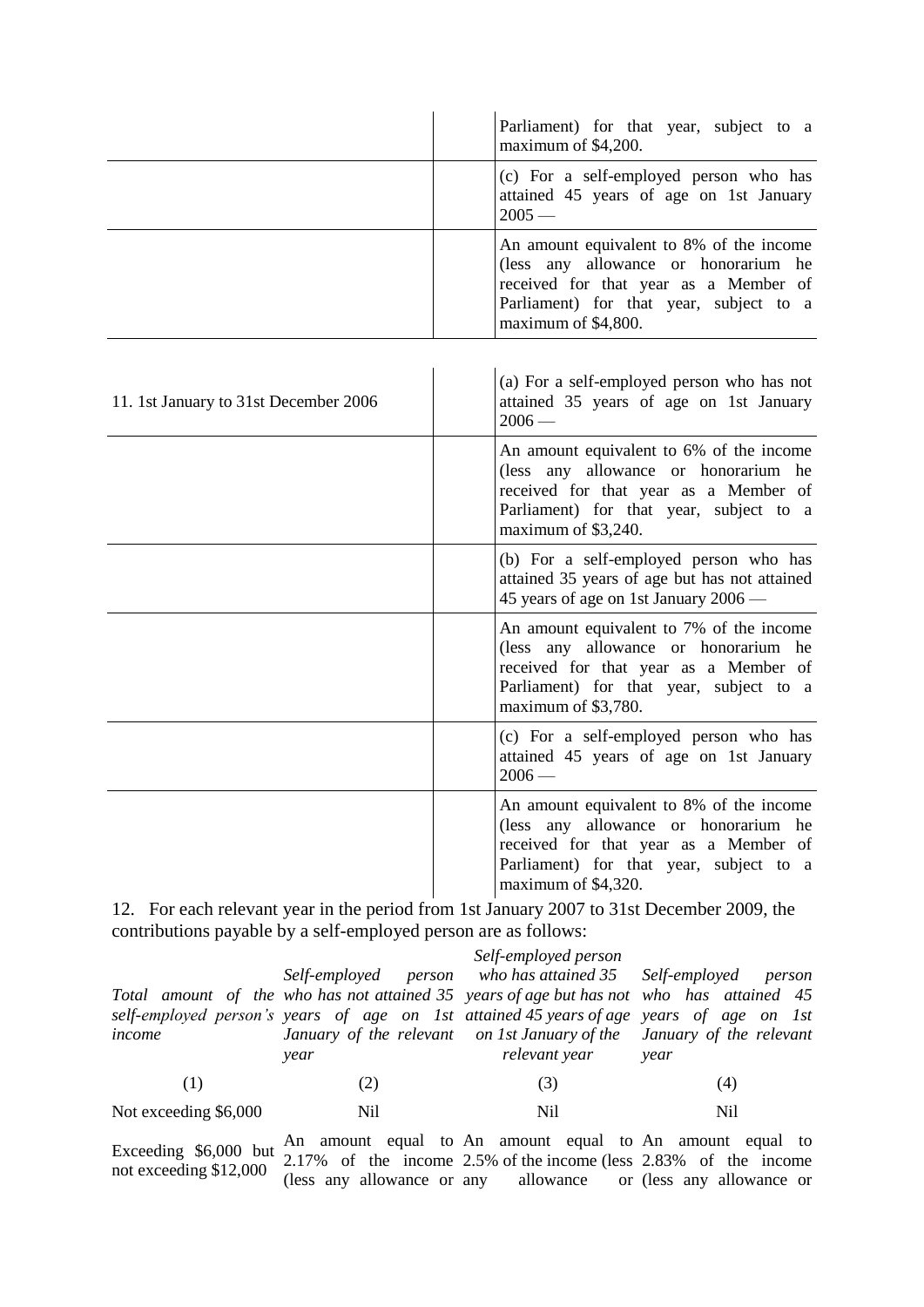| | | |
|---|---|---|
| | | Parliament) for that year, subject to a maximum of $4,200. |
| | | (c) For a self-employed person who has attained 45 years of age on 1st January 2005 — |
| | | An amount equivalent to 8% of the income (less any allowance or honorarium he received for that year as a Member of Parliament) for that year, subject to a maximum of $4,800. |

| | | |
|---|---|---|
| 11. 1st January to 31st December 2006 | | (a) For a self-employed person who has not attained 35 years of age on 1st January 2006 — |
| | | An amount equivalent to 6% of the income (less any allowance or honorarium he received for that year as a Member of Parliament) for that year, subject to a maximum of $3,240. |
| | | (b) For a self-employed person who has attained 35 years of age but has not attained 45 years of age on 1st January 2006 — |
| | | An amount equivalent to 7% of the income (less any allowance or honorarium he received for that year as a Member of Parliament) for that year, subject to a maximum of $3,780. |
| | | (c) For a self-employed person who has attained 45 years of age on 1st January 2006 — |
| | | An amount equivalent to 8% of the income (less any allowance or honorarium he received for that year as a Member of Parliament) for that year, subject to a maximum of $4,320. |

12. For each relevant year in the period from 1st January 2007 to 31st December 2009, the contributions payable by a self-employed person are as follows:

| *Total amount of the self-employed person's income* | *Self-employed person who has not attained 35 years of age on 1st January of the relevant year* | *Self-employed person who has attained 35 years of age but has not attained 45 years of age on 1st January of the relevant year* | *Self-employed person who has attained 45 years of age on 1st January of the relevant year* |
|---|---|---|---|
| (1) | (2) | (3) | (4) |
| Not exceeding $6,000 | Nil | Nil | Nil |
| Exceeding $6,000 but not exceeding $12,000 | An amount equal to 2.17% of the income (less any allowance or | An amount equal to 2.5% of the income (less any allowance or | An amount equal to 2.83% of the income (less any allowance or |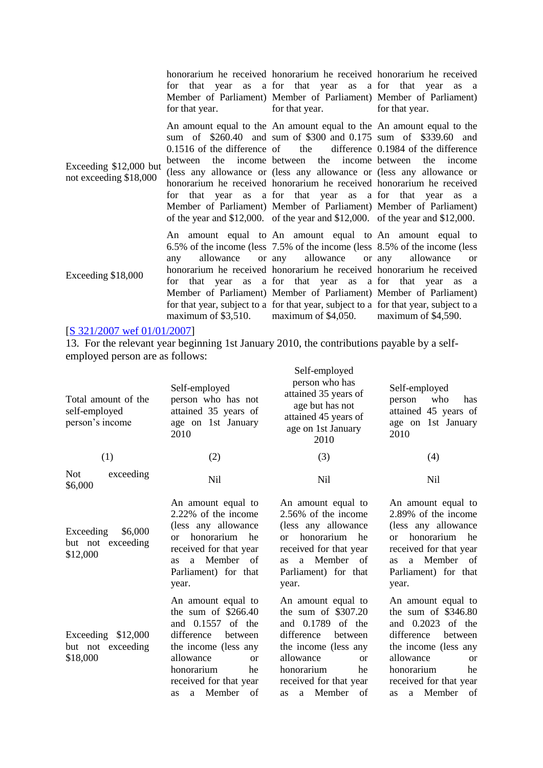| | | | |
|---|---|---|---|
| | honorarium he received for that year as a Member of Parliament) for that year. | honorarium he received for that year as a Member of Parliament) for that year. | honorarium he received for that year as a Member of Parliament) for that year. |
| Exceeding $12,000 but not exceeding $18,000 | An amount equal to the sum of $260.40 and 0.1516 of the difference between the income (less any allowance or honorarium he received for that year as a Member of Parliament) of the year and $12,000. | An amount equal to the sum of $300 and 0.175 of the difference between the income (less any allowance or honorarium he received for that year as a Member of Parliament) of the year and $12,000. | An amount equal to the sum of $339.60 and 0.1984 of the difference between the income (less any allowance or honorarium he received for that year as a Member of Parliament) of the year and $12,000. |
| Exceeding $18,000 | An amount equal to 6.5% of the income (less any allowance or honorarium he received for that year as a Member of Parliament) for that year, subject to a maximum of $3,510. | An amount equal to 7.5% of the income (less any allowance or honorarium he received for that year as a Member of Parliament) for that year, subject to a maximum of $4,050. | An amount equal to 8.5% of the income (less any allowance or honorarium he received for that year as a Member of Parliament) for that year, subject to a maximum of $4,590. |

[S 321/2007 wef 01/01/2007]

13. For the relevant year beginning 1st January 2010, the contributions payable by a self-employed person are as follows:

| Total amount of the self-employed person's income | Self-employed person who has not attained 35 years of age on 1st January 2010 | Self-employed person who has attained 35 years of age but has not attained 45 years of age on 1st January 2010 | Self-employed person who has attained 45 years of age on 1st January 2010 |
|---|---|---|---|
| (1) | (2) | (3) | (4) |
| Not exceeding $6,000 | Nil | Nil | Nil |
| Exceeding $6,000 but not exceeding $12,000 | An amount equal to 2.22% of the income (less any allowance or honorarium he received for that year as a Member of Parliament) for that year. | An amount equal to 2.56% of the income (less any allowance or honorarium he received for that year as a Member of Parliament) for that year. | An amount equal to 2.89% of the income (less any allowance or honorarium he received for that year as a Member of Parliament) for that year. |
| Exceeding $12,000 but not exceeding $18,000 | An amount equal to the sum of $266.40 and 0.1557 of the difference between the income (less any allowance or honorarium he received for that year as a Member of | An amount equal to the sum of $307.20 and 0.1789 of the difference between the income (less any allowance or honorarium he received for that year as a Member of | An amount equal to the sum of $346.80 and 0.2023 of the difference between the income (less any allowance or honorarium he received for that year as a Member of |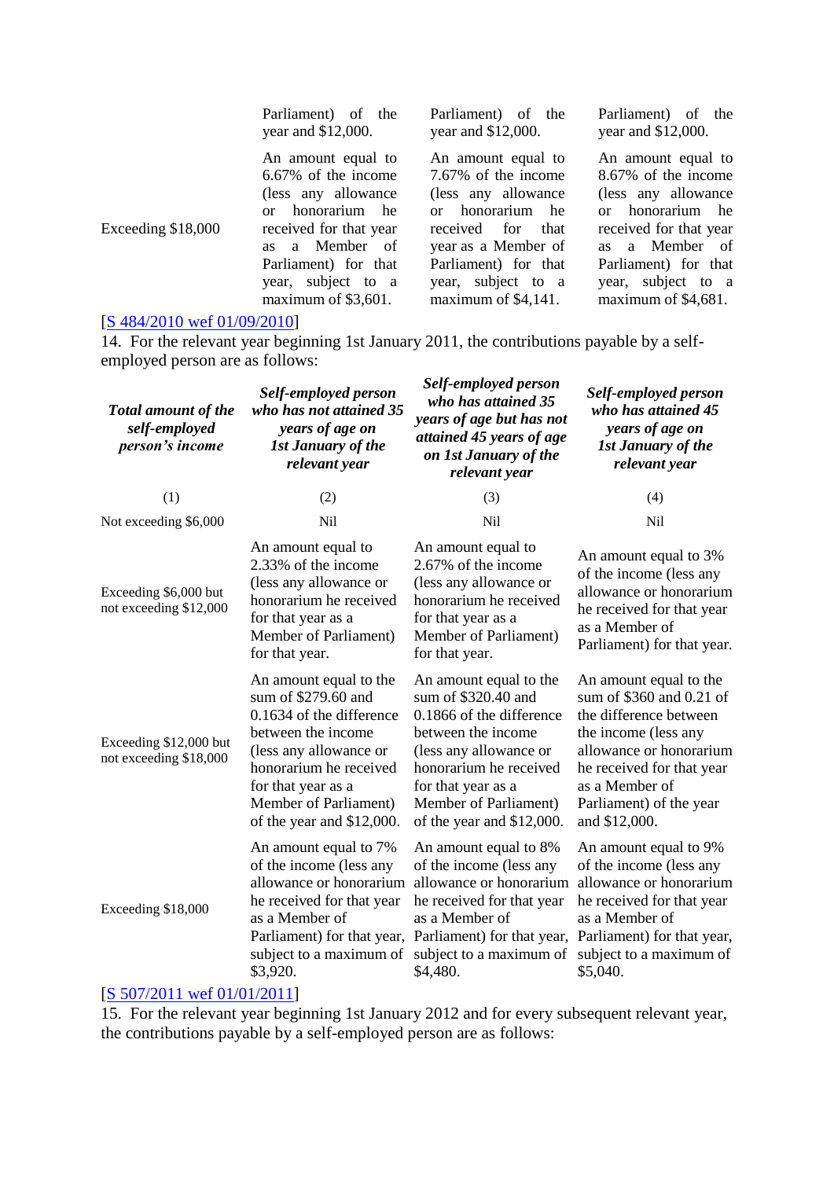| | | | |
|---|---|---|---|
| | Parliament) of the year and $12,000. | Parliament) of the year and $12,000. | Parliament) of the year and $12,000. |
| Exceeding $18,000 | An amount equal to 6.67% of the income (less any allowance or honorarium he received for that year as a Member of Parliament) for that year, subject to a maximum of $3,601. | An amount equal to 7.67% of the income (less any allowance or honorarium he received for that year as a Member of Parliament) for that year, subject to a maximum of $4,141. | An amount equal to 8.67% of the income (less any allowance or honorarium he received for that year as a Member of Parliament) for that year, subject to a maximum of $4,681. |

[S 484/2010 wef 01/09/2010]

14. For the relevant year beginning 1st January 2011, the contributions payable by a self-employed person are as follows:

| ***Total amount of the self-employed person's income*** | ***Self-employed person who has not attained 35 years of age on 1st January of the relevant year*** | ***Self-employed person who has attained 35 years of age but has not attained 45 years of age on 1st January of the relevant year*** | ***Self-employed person who has attained 45 years of age on 1st January of the relevant year*** |
|---|---|---|---|
| (1) | (2) | (3) | (4) |
| Not exceeding $6,000 | Nil | Nil | Nil |
| Exceeding $6,000 but not exceeding $12,000 | An amount equal to 2.33% of the income (less any allowance or honorarium he received for that year as a Member of Parliament) for that year. | An amount equal to 2.67% of the income (less any allowance or honorarium he received for that year as a Member of Parliament) for that year. | An amount equal to 3% of the income (less any allowance or honorarium he received for that year as a Member of Parliament) for that year. |
| Exceeding $12,000 but not exceeding $18,000 | An amount equal to the sum of $279.60 and 0.1634 of the difference between the income (less any allowance or honorarium he received for that year as a Member of Parliament) of the year and $12,000. | An amount equal to the sum of $320.40 and 0.1866 of the difference between the income (less any allowance or honorarium he received for that year as a Member of Parliament) of the year and $12,000. | An amount equal to the sum of $360 and 0.21 of the difference between the income (less any allowance or honorarium he received for that year as a Member of Parliament) of the year and $12,000. |
| Exceeding $18,000 | An amount equal to 7% of the income (less any allowance or honorarium he received for that year as a Member of Parliament) for that year, subject to a maximum of $3,920. | An amount equal to 8% of the income (less any allowance or honorarium he received for that year as a Member of Parliament) for that year, subject to a maximum of $4,480. | An amount equal to 9% of the income (less any allowance or honorarium he received for that year as a Member of Parliament) for that year, subject to a maximum of $5,040. |

[S 507/2011 wef 01/01/2011]

15. For the relevant year beginning 1st January 2012 and for every subsequent relevant year, the contributions payable by a self-employed person are as follows: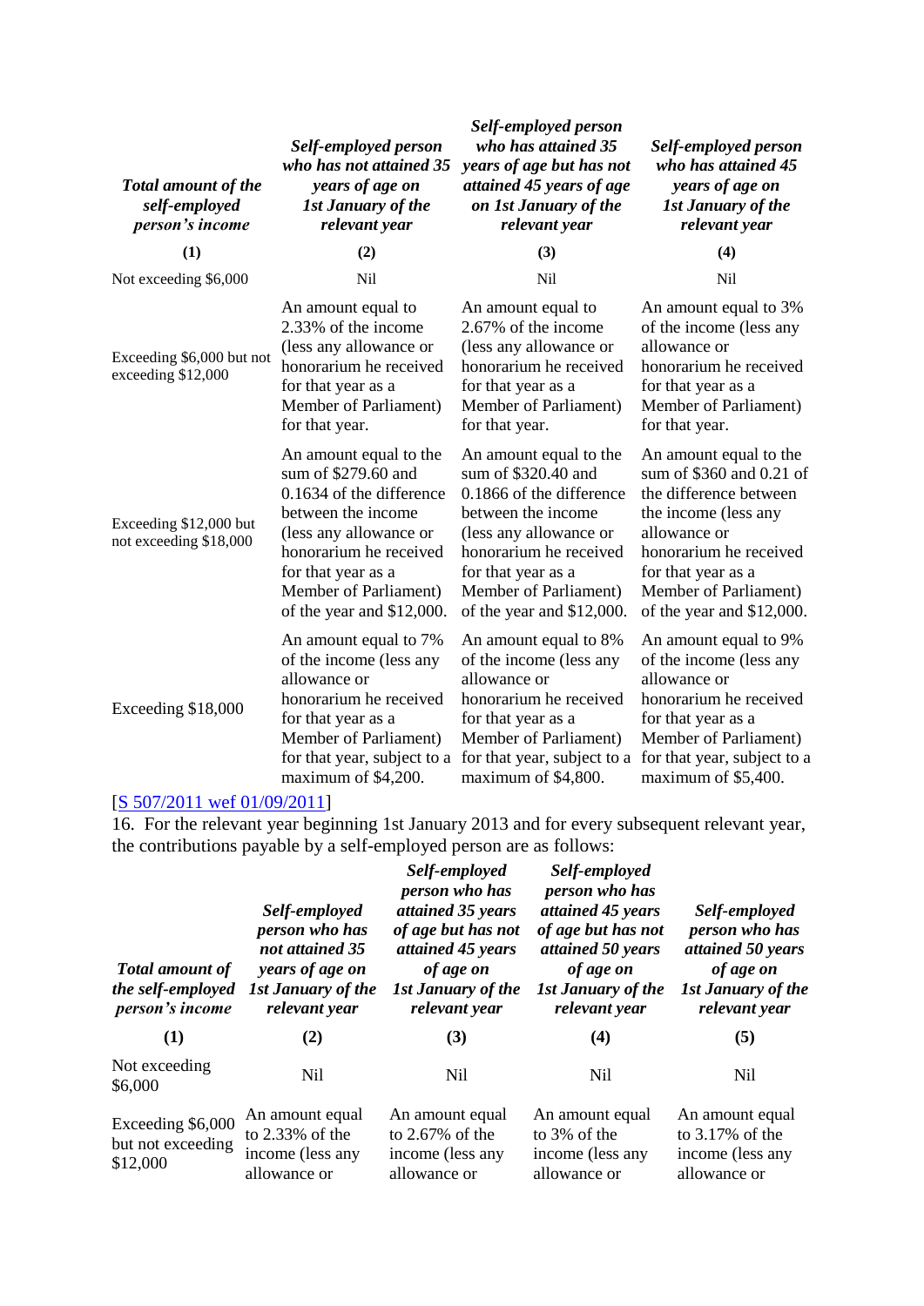| *Total amount of the self-employed person's income* | *Self-employed person who has not attained 35 years of age on 1st January of the relevant year* | *Self-employed person who has attained 35 years of age but has not attained 45 years of age on 1st January of the relevant year* | *Self-employed person who has attained 45 years of age on 1st January of the relevant year* |
|---|---|---|---|
| **(1)** | **(2)** | **(3)** | **(4)** |
| Not exceeding $6,000 | Nil | Nil | Nil |
| Exceeding $6,000 but not exceeding $12,000 | An amount equal to 2.33% of the income (less any allowance or honorarium he received for that year as a Member of Parliament) for that year. | An amount equal to 2.67% of the income (less any allowance or honorarium he received for that year as a Member of Parliament) for that year. | An amount equal to 3% of the income (less any allowance or honorarium he received for that year as a Member of Parliament) for that year. |
| Exceeding $12,000 but not exceeding $18,000 | An amount equal to the sum of $279.60 and 0.1634 of the difference between the income (less any allowance or honorarium he received for that year as a Member of Parliament) of the year and $12,000. | An amount equal to the sum of $320.40 and 0.1866 of the difference between the income (less any allowance or honorarium he received for that year as a Member of Parliament) of the year and $12,000. | An amount equal to the sum of $360 and 0.21 of the difference between the income (less any allowance or honorarium he received for that year as a Member of Parliament) of the year and $12,000. |
| Exceeding $18,000 | An amount equal to 7% of the income (less any allowance or honorarium he received for that year as a Member of Parliament) for that year, subject to a maximum of $4,200. | An amount equal to 8% of the income (less any allowance or honorarium he received for that year as a Member of Parliament) for that year, subject to a maximum of $4,800. | An amount equal to 9% of the income (less any allowance or honorarium he received for that year as a Member of Parliament) for that year, subject to a maximum of $5,400. |

[S 507/2011 wef 01/09/2011]

16. For the relevant year beginning 1st January 2013 and for every subsequent relevant year, the contributions payable by a self-employed person are as follows:

| *Total amount of the self-employed person's income* | *Self-employed person who has not attained 35 years of age on 1st January of the relevant year* | *Self-employed person who has attained 35 years of age but has not attained 45 years of age on 1st January of the relevant year* | *Self-employed person who has attained 45 years of age but has not attained 50 years of age on 1st January of the relevant year* | *Self-employed person who has attained 50 years of age on 1st January of the relevant year* |
|---|---|---|---|---|
| **(1)** | **(2)** | **(3)** | **(4)** | **(5)** |
| Not exceeding $6,000 | Nil | Nil | Nil | Nil |
| Exceeding $6,000 but not exceeding $12,000 | An amount equal to 2.33% of the income (less any allowance or | An amount equal to 2.67% of the income (less any allowance or | An amount equal to 3% of the income (less any allowance or | An amount equal to 3.17% of the income (less any allowance or |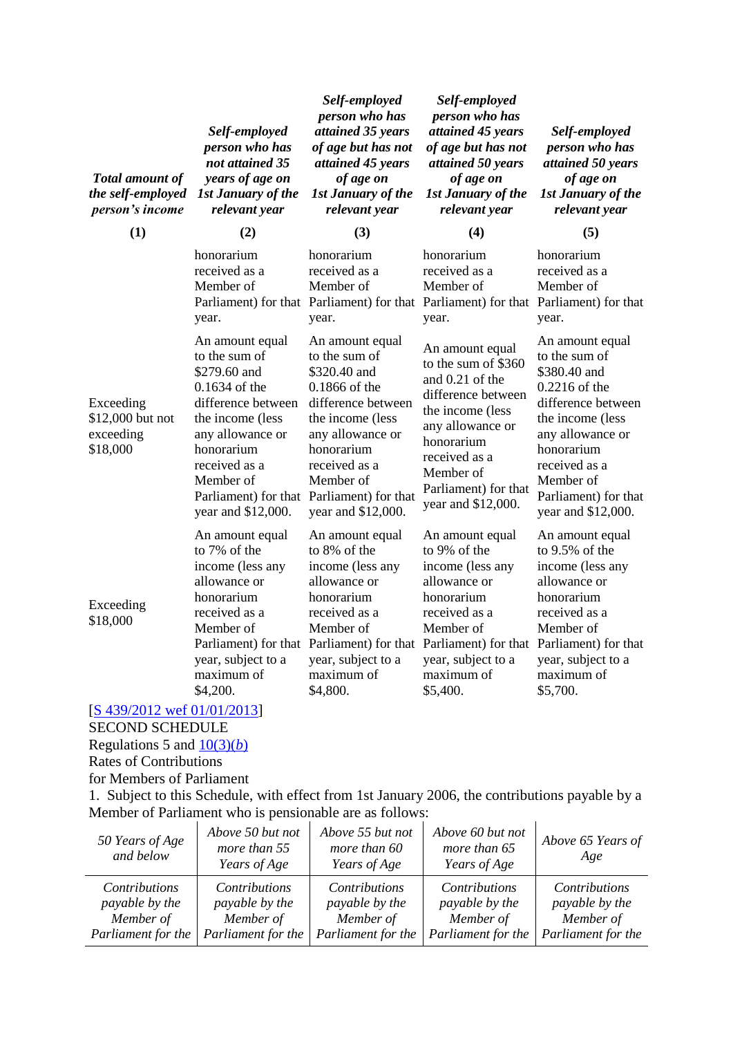| *Total amount of the self-employed person's income* | *Self-employed person who has not attained 35 years of age on 1st January of the relevant year* | *Self-employed person who has attained 35 years of age but has not attained 45 years of age on 1st January of the relevant year* | *Self-employed person who has attained 45 years of age but has not attained 50 years of age on 1st January of the relevant year* | *Self-employed person who has attained 50 years of age on 1st January of the relevant year* |
|---|---|---|---|---|
| **(1)** | **(2)** | **(3)** | **(4)** | **(5)** |
| | honorarium received as a Member of Parliament) for that year. | honorarium received as a Member of Parliament) for that year. | honorarium received as a Member of Parliament) for that year. | honorarium received as a Member of Parliament) for that year. |
| Exceeding $12,000 but not exceeding $18,000 | An amount equal to the sum of $279.60 and 0.1634 of the difference between the income (less any allowance or honorarium received as a Member of Parliament) for that year and $12,000. | An amount equal to the sum of $320.40 and 0.1866 of the difference between the income (less any allowance or honorarium received as a Member of Parliament) for that year and $12,000. | An amount equal to the sum of $360 and 0.21 of the difference between the income (less any allowance or honorarium received as a Member of Parliament) for that year and $12,000. | An amount equal to the sum of $380.40 and 0.2216 of the difference between the income (less any allowance or honorarium received as a Member of Parliament) for that year and $12,000. |
| Exceeding $18,000 | An amount equal to 7% of the income (less any allowance or honorarium received as a Member of Parliament) for that year, subject to a maximum of $4,200. | An amount equal to 8% of the income (less any allowance or honorarium received as a Member of Parliament) for that year, subject to a maximum of $4,800. | An amount equal to 9% of the income (less any allowance or honorarium received as a Member of Parliament) for that year, subject to a maximum of $5,400. | An amount equal to 9.5% of the income (less any allowance or honorarium received as a Member of Parliament) for that year, subject to a maximum of $5,700. |

[S 439/2012 wef 01/01/2013]

SECOND SCHEDULE

Regulations 5 and 10(3)(*b*)

Rates of Contributions

for Members of Parliament

1. Subject to this Schedule, with effect from 1st January 2006, the contributions payable by a Member of Parliament who is pensionable are as follows:

| *50 Years of Age and below* | *Above 50 but not more than 55 Years of Age* | *Above 55 but not more than 60 Years of Age* | *Above 60 but not more than 65 Years of Age* | *Above 65 Years of Age* |
|---|---|---|---|---|
| *Contributions payable by the Member of Parliament for the* | *Contributions payable by the Member of Parliament for the* | *Contributions payable by the Member of Parliament for the* | *Contributions payable by the Member of Parliament for the* | *Contributions payable by the Member of Parliament for the* |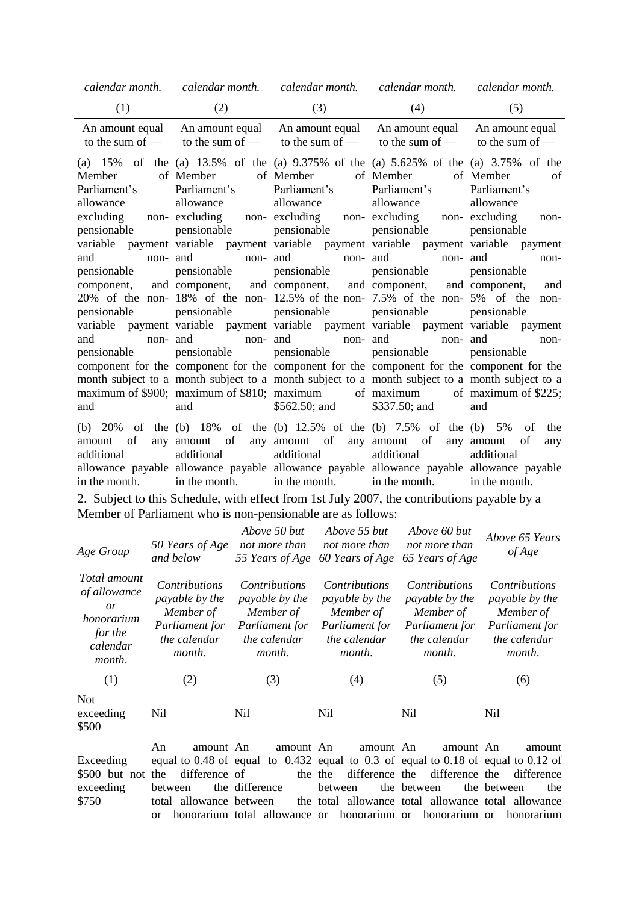| *calendar month.* | *calendar month.* | *calendar month.* | *calendar month.* | *calendar month.* |
|---|---|---|---|---|
| (1) | (2) | (3) | (4) | (5) |
| An amount equal to the sum of — | An amount equal to the sum of — | An amount equal to the sum of — | An amount equal to the sum of — | An amount equal to the sum of — |
| (a) 15% of the Member of Parliament's allowance excluding non-pensionable variable payment and non-pensionable component, and 20% of the non-pensionable variable payment and non-pensionable component for the month subject to a maximum of $900; and | (a) 13.5% of the Member of Parliament's allowance excluding non-pensionable variable payment and non-pensionable component, and 18% of the non-pensionable variable payment and non-pensionable component for the month subject to a maximum of $810; and | (a) 9.375% of the Member of Parliament's allowance excluding non-pensionable variable payment and non-pensionable component, and 12.5% of the non-pensionable variable payment and non-pensionable component for the month subject to a maximum of $562.50; and | (a) 5.625% of the Member of Parliament's allowance excluding non-pensionable variable payment and non-pensionable component, and 7.5% of the non-pensionable variable payment and non-pensionable component for the month subject to a maximum of $337.50; and | (a) 3.75% of the Member of Parliament's allowance excluding non-pensionable variable payment and non-pensionable component, and 5% of the non-pensionable variable payment and non-pensionable component for the month subject to a maximum of $225; and |
| (b) 20% of the amount of any additional allowance payable in the month. | (b) 18% of the amount of any additional allowance payable in the month. | (b) 12.5% of the amount of any additional allowance payable in the month. | (b) 7.5% of the amount of any additional allowance payable in the month. | (b) 5% of the amount of any additional allowance payable in the month. |

2. Subject to this Schedule, with effect from 1st July 2007, the contributions payable by a Member of Parliament who is non-pensionable are as follows:

| *Age Group* | *50 Years of Age and below* | *Above 50 but not more than 55 Years of Age* | *Above 55 but not more than 60 Years of Age* | *Above 60 but not more than 65 Years of Age* | *Above 65 Years of Age* |
|---|---|---|---|---|---|
| *Total amount of allowance or honorarium for the calendar month.* | *Contributions payable by the Member of Parliament for the calendar month.* | *Contributions payable by the Member of Parliament for the calendar month.* | *Contributions payable by the Member of Parliament for the calendar month.* | *Contributions payable by the Member of Parliament for the calendar month.* | *Contributions payable by the Member of Parliament for the calendar month.* |
| (1) | (2) | (3) | (4) | (5) | (6) |
| Not exceeding $500 | Nil | Nil | Nil | Nil | Nil |
| Exceeding $500 but not exceeding $750 | An amount equal to 0.48 of the difference between total allowance or honorarium | An amount equal to 0.432 of the difference between the total allowance | An amount equal to 0.3 of the difference between the total allowance or honorarium | An amount equal to 0.18 of the difference between total allowance or honorarium | An amount equal to 0.12 of the difference between the total allowance or honorarium |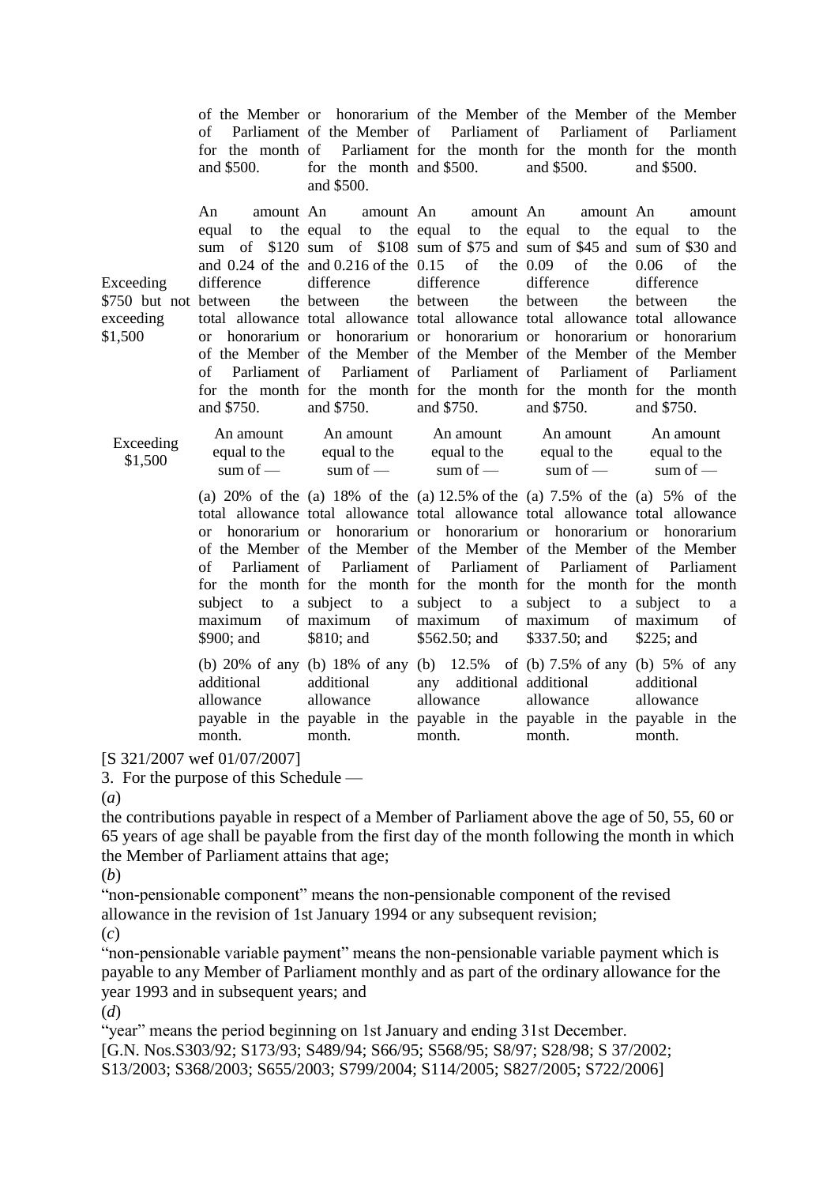| | | | | | |
|---|---|---|---|---|---|
| | of the Member of Parliament for the month and $500. | or honorarium of the Member of Parliament for the month and $500. | of the Member of Parliament for the month and $500. | of the Member of Parliament for the month and $500. | of the Member of Parliament for the month and $500. |
| Exceeding $750 but not exceeding $1,500 | An amount equal to the sum of $120 and 0.24 of the difference between the total allowance or honorarium of the Member of Parliament for the month and $750. | An amount equal to the sum of $108 and 0.216 of the difference between the total allowance or honorarium of the Member of Parliament for the month and $750. | An amount equal to the sum of $75 and 0.15 of the difference between the total allowance or honorarium of the Member of Parliament for the month and $750. | An amount equal to the sum of $45 and 0.09 of the difference between the total allowance or honorarium of the Member of Parliament for the month and $750. | An amount equal to the sum of $30 and 0.06 of the difference between the total allowance or honorarium of the Member of Parliament for the month and $750. |
| Exceeding $1,500 | An amount equal to the sum of — | An amount equal to the sum of — | An amount equal to the sum of — | An amount equal to the sum of — | An amount equal to the sum of — |
| | (a) 20% of the total allowance or honorarium of the Member of Parliament for the month subject to a maximum of $900; and | (a) 18% of the total allowance or honorarium of the Member of Parliament for the month subject to a maximum of $810; and | (a) 12.5% of the total allowance or honorarium of the Member of Parliament for the month subject to a maximum of $562.50; and | (a) 7.5% of the total allowance or honorarium of the Member of Parliament for the month subject to a maximum of $337.50; and | (a) 5% of the total allowance or honorarium of the Member of Parliament for the month subject to a maximum of $225; and |
| | (b) 20% of any additional allowance payable in the month. | (b) 18% of any additional allowance payable in the month. | (b) 12.5% of any additional allowance payable in the month. | (b) 7.5% of any additional allowance payable in the month. | (b) 5% of any additional allowance payable in the month. |

[S 321/2007 wef 01/07/2007]

3. For the purpose of this Schedule —

(*a*)

the contributions payable in respect of a Member of Parliament above the age of 50, 55, 60 or 65 years of age shall be payable from the first day of the month following the month in which the Member of Parliament attains that age;

(*b*)

"non-pensionable component" means the non-pensionable component of the revised allowance in the revision of 1st January 1994 or any subsequent revision;

(*c*)

"non-pensionable variable payment" means the non-pensionable variable payment which is payable to any Member of Parliament monthly and as part of the ordinary allowance for the year 1993 and in subsequent years; and

(*d*)

"year" means the period beginning on 1st January and ending 31st December.

[G.N. Nos.S303/92; S173/93; S489/94; S66/95; S568/95; S8/97; S28/98; S 37/2002; S13/2003; S368/2003; S655/2003; S799/2004; S114/2005; S827/2005; S722/2006]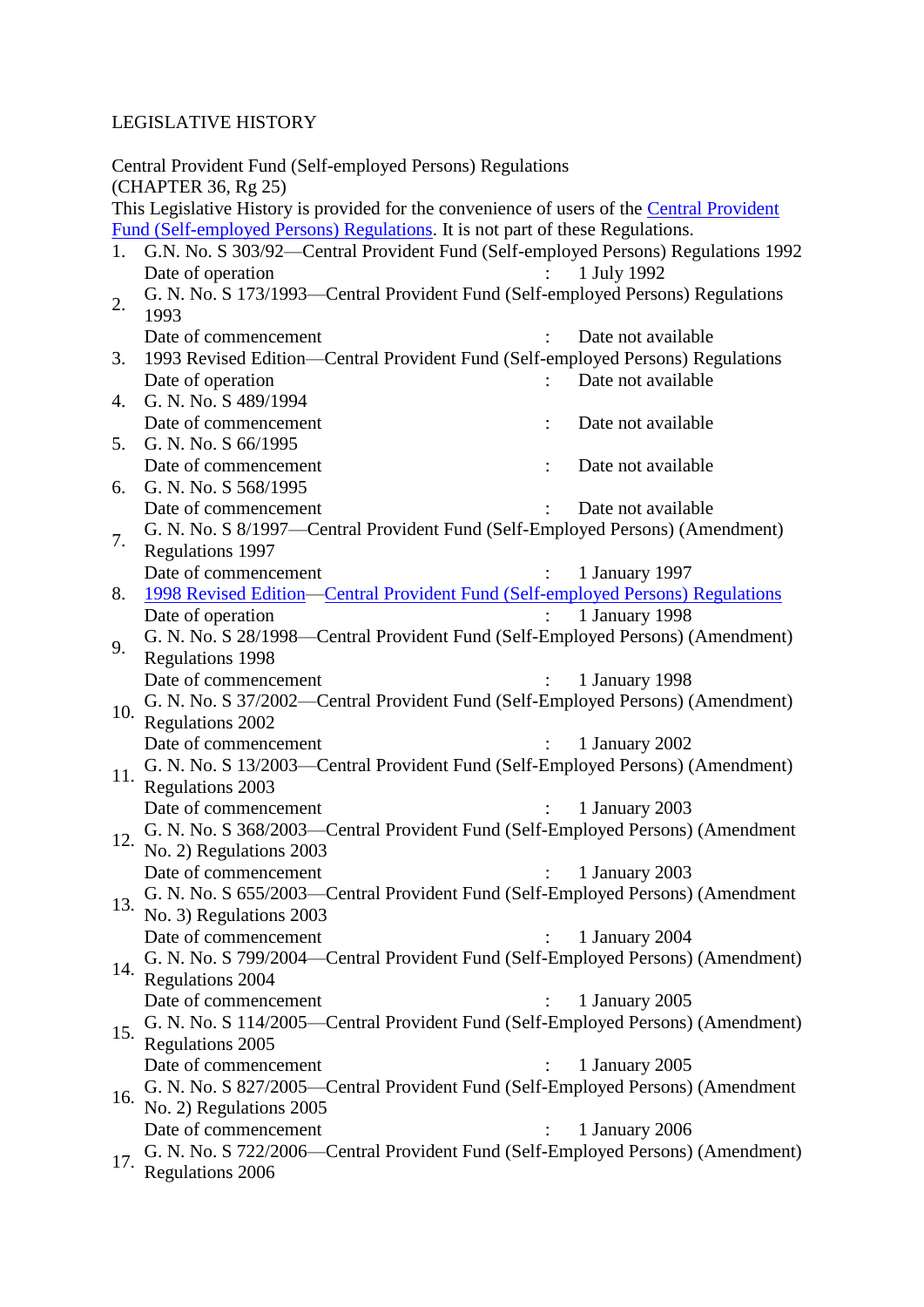LEGISLATIVE HISTORY

Central Provident Fund (Self-employed Persons) Regulations
(CHAPTER 36, Rg 25)

This Legislative History is provided for the convenience of users of the Central Provident Fund (Self-employed Persons) Regulations. It is not part of these Regulations.

1. G.N. No. S 303/92—Central Provident Fund (Self-employed Persons) Regulations 1992
   Date of operation : 1 July 1992
2. G. N. No. S 173/1993—Central Provident Fund (Self-employed Persons) Regulations 1993
   Date of commencement : Date not available
3. 1993 Revised Edition—Central Provident Fund (Self-employed Persons) Regulations
   Date of operation : Date not available
4. G. N. No. S 489/1994
   Date of commencement : Date not available
5. G. N. No. S 66/1995
   Date of commencement : Date not available
6. G. N. No. S 568/1995
   Date of commencement : Date not available
7. G. N. No. S 8/1997—Central Provident Fund (Self-Employed Persons) (Amendment) Regulations 1997
   Date of commencement : 1 January 1997
8. 1998 Revised Edition—Central Provident Fund (Self-employed Persons) Regulations
   Date of operation : 1 January 1998
9. G. N. No. S 28/1998—Central Provident Fund (Self-Employed Persons) (Amendment) Regulations 1998
   Date of commencement : 1 January 1998
10. G. N. No. S 37/2002—Central Provident Fund (Self-Employed Persons) (Amendment) Regulations 2002
    Date of commencement : 1 January 2002
11. G. N. No. S 13/2003—Central Provident Fund (Self-Employed Persons) (Amendment) Regulations 2003
    Date of commencement : 1 January 2003
12. G. N. No. S 368/2003—Central Provident Fund (Self-Employed Persons) (Amendment No. 2) Regulations 2003
    Date of commencement : 1 January 2003
13. G. N. No. S 655/2003—Central Provident Fund (Self-Employed Persons) (Amendment No. 3) Regulations 2003
    Date of commencement : 1 January 2004
14. G. N. No. S 799/2004—Central Provident Fund (Self-Employed Persons) (Amendment) Regulations 2004
    Date of commencement : 1 January 2005
15. G. N. No. S 114/2005—Central Provident Fund (Self-Employed Persons) (Amendment) Regulations 2005
    Date of commencement : 1 January 2005
16. G. N. No. S 827/2005—Central Provident Fund (Self-Employed Persons) (Amendment No. 2) Regulations 2005
    Date of commencement : 1 January 2006
17. G. N. No. S 722/2006—Central Provident Fund (Self-Employed Persons) (Amendment) Regulations 2006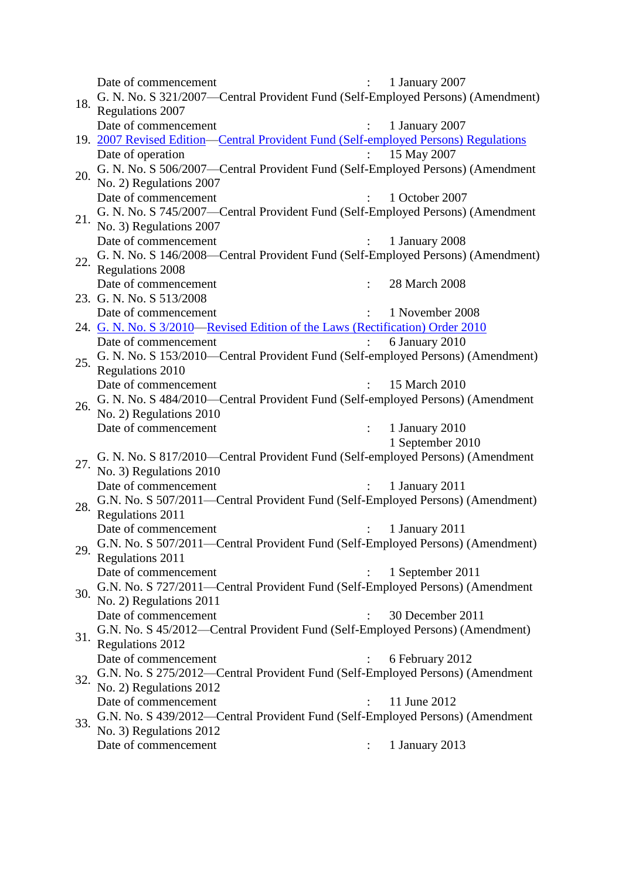Date of commencement : 1 January 2007

18. G. N. No. S 321/2007—Central Provident Fund (Self-Employed Persons) (Amendment) Regulations 2007
    Date of commencement : 1 January 2007

19. 2007 Revised Edition—Central Provident Fund (Self-employed Persons) Regulations
    Date of operation : 15 May 2007

20. G. N. No. S 506/2007—Central Provident Fund (Self-Employed Persons) (Amendment No. 2) Regulations 2007
    Date of commencement : 1 October 2007

21. G. N. No. S 745/2007—Central Provident Fund (Self-Employed Persons) (Amendment No. 3) Regulations 2007
    Date of commencement : 1 January 2008

22. G. N. No. S 146/2008—Central Provident Fund (Self-Employed Persons) (Amendment) Regulations 2008
    Date of commencement : 28 March 2008

23. G. N. No. S 513/2008
    Date of commencement : 1 November 2008

24. G. N. No. S 3/2010—Revised Edition of the Laws (Rectification) Order 2010
    Date of commencement : 6 January 2010

25. G. N. No. S 153/2010—Central Provident Fund (Self-employed Persons) (Amendment) Regulations 2010
    Date of commencement : 15 March 2010

26. G. N. No. S 484/2010—Central Provident Fund (Self-employed Persons) (Amendment No. 2) Regulations 2010
    Date of commencement : 1 January 2010
    1 September 2010

27. G. N. No. S 817/2010—Central Provident Fund (Self-employed Persons) (Amendment No. 3) Regulations 2010
    Date of commencement : 1 January 2011

28. G.N. No. S 507/2011—Central Provident Fund (Self-Employed Persons) (Amendment) Regulations 2011
    Date of commencement : 1 January 2011

29. G.N. No. S 507/2011—Central Provident Fund (Self-Employed Persons) (Amendment) Regulations 2011
    Date of commencement : 1 September 2011

30. G.N. No. S 727/2011—Central Provident Fund (Self-Employed Persons) (Amendment No. 2) Regulations 2011
    Date of commencement : 30 December 2011

31. G.N. No. S 45/2012—Central Provident Fund (Self-Employed Persons) (Amendment) Regulations 2012
    Date of commencement : 6 February 2012

32. G.N. No. S 275/2012—Central Provident Fund (Self-Employed Persons) (Amendment No. 2) Regulations 2012
    Date of commencement : 11 June 2012

33. G.N. No. S 439/2012—Central Provident Fund (Self-Employed Persons) (Amendment No. 3) Regulations 2012
    Date of commencement : 1 January 2013